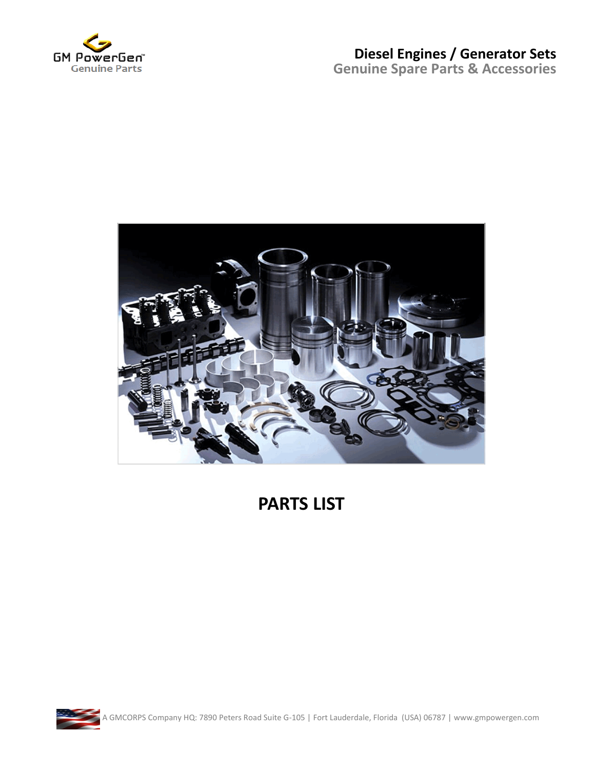GM PowerGen™
Genuine Parts

# Diesel Engines / Generator Sets

## Genuine Spare Parts & Accessories

# PARTS LIST

A GMCORPS Company HQ: 7890 Peters Road Suite G-105 | Fort Lauderdale, Florida (USA) 06787 | www.gmpowergen.com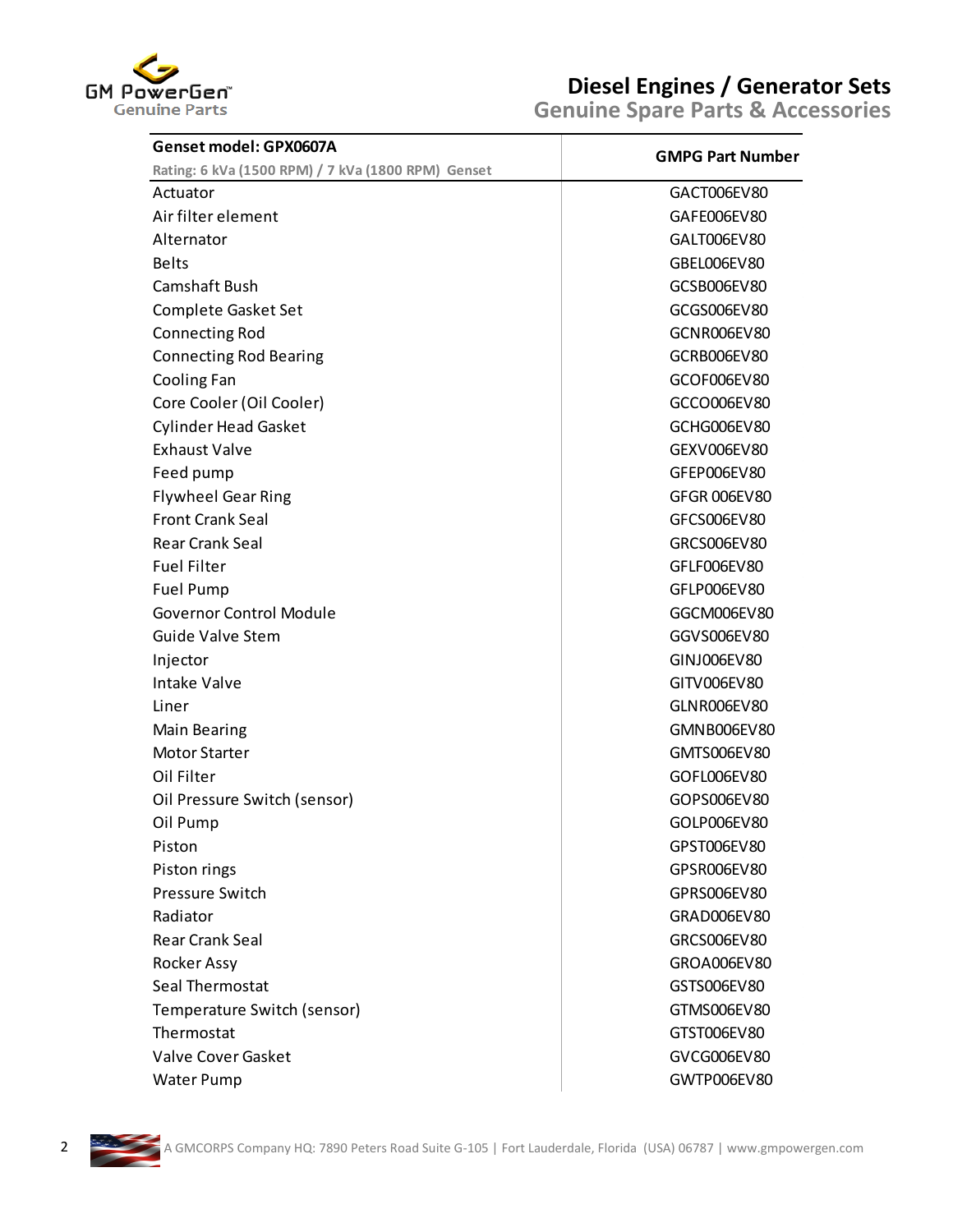# Diesel Engines / Generator Sets

## Genuine Spare Parts & Accessories

| Genset model: GPX0607A<br>Rating: 6 kVa (1500 RPM) / 7 kVa (1800 RPM) Genset | GMPG Part Number |
|---|---|
| Actuator | GACT006EV80 |
| Air filter element | GAFE006EV80 |
| Alternator | GALT006EV80 |
| Belts | GBEL006EV80 |
| Camshaft Bush | GCSB006EV80 |
| Complete Gasket Set | GCGS006EV80 |
| Connecting Rod | GCNR006EV80 |
| Connecting Rod Bearing | GCRB006EV80 |
| Cooling Fan | GCOF006EV80 |
| Core Cooler (Oil Cooler) | GCCO006EV80 |
| Cylinder Head Gasket | GCHG006EV80 |
| Exhaust Valve | GEXV006EV80 |
| Feed pump | GFEP006EV80 |
| Flywheel Gear Ring | GFGR 006EV80 |
| Front Crank Seal | GFCS006EV80 |
| Rear Crank Seal | GRCS006EV80 |
| Fuel Filter | GFLF006EV80 |
| Fuel Pump | GFLP006EV80 |
| Governor Control Module | GGCM006EV80 |
| Guide Valve Stem | GGVS006EV80 |
| Injector | GINJ006EV80 |
| Intake Valve | GITV006EV80 |
| Liner | GLNR006EV80 |
| Main Bearing | GMNB006EV80 |
| Motor Starter | GMTS006EV80 |
| Oil Filter | GOFL006EV80 |
| Oil Pressure Switch (sensor) | GOPS006EV80 |
| Oil Pump | GOLP006EV80 |
| Piston | GPST006EV80 |
| Piston rings | GPSR006EV80 |
| Pressure Switch | GPRS006EV80 |
| Radiator | GRAD006EV80 |
| Rear Crank Seal | GRCS006EV80 |
| Rocker Assy | GROA006EV80 |
| Seal Thermostat | GSTS006EV80 |
| Temperature Switch (sensor) | GTMS006EV80 |
| Thermostat | GTST006EV80 |
| Valve Cover Gasket | GVCG006EV80 |
| Water Pump | GWTP006EV80 |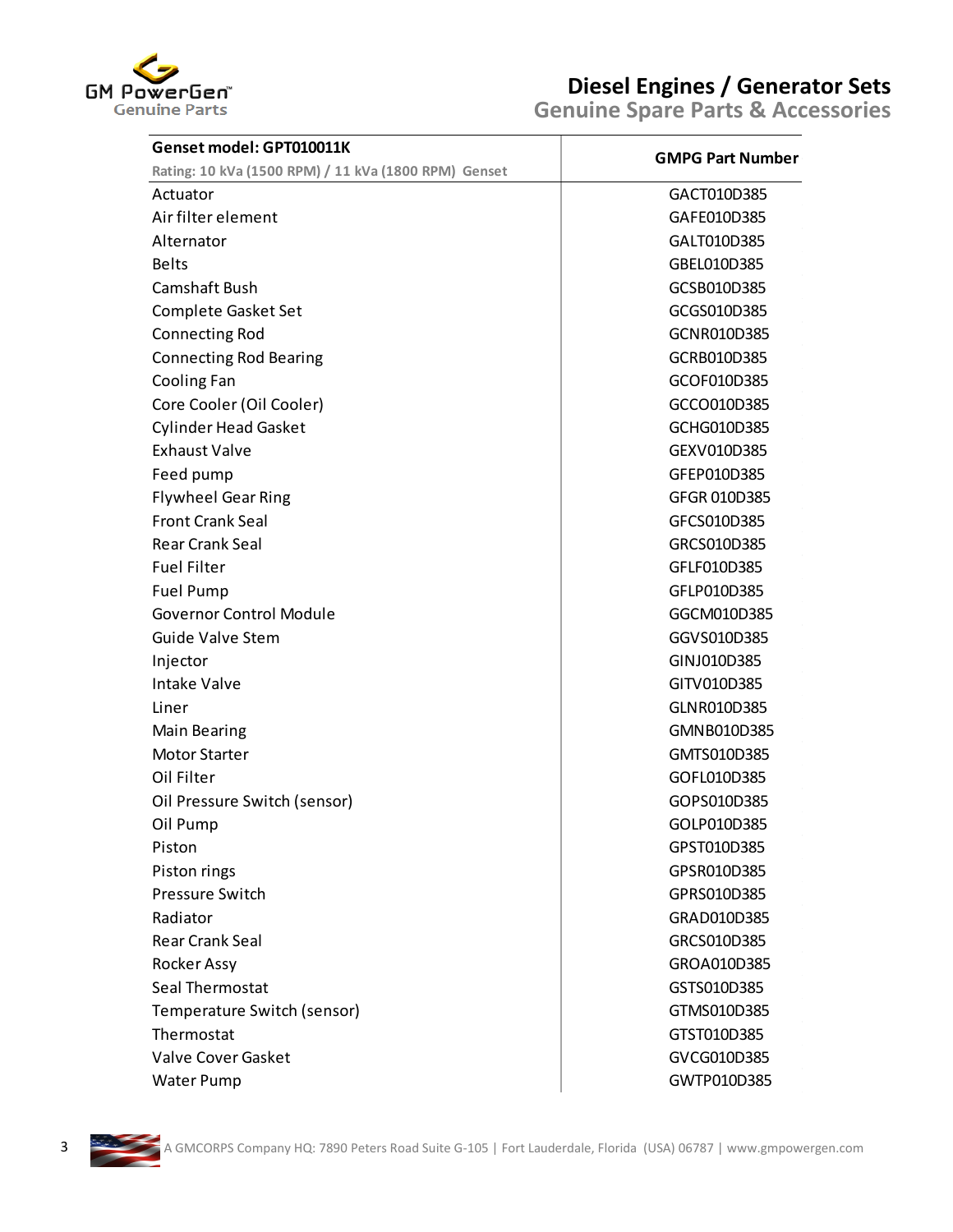GM PowerGen
Genuine Parts

# Diesel Engines / Generator Sets

## Genuine Spare Parts & Accessories

| Genset model: GPT010011K<br>Rating: 10 kVa (1500 RPM) / 11 kVa (1800 RPM) Genset | GMPG Part Number |
|---|---|
| Actuator | GACT010D385 |
| Air filter element | GAFE010D385 |
| Alternator | GALT010D385 |
| Belts | GBEL010D385 |
| Camshaft Bush | GCSB010D385 |
| Complete Gasket Set | GCGS010D385 |
| Connecting Rod | GCNR010D385 |
| Connecting Rod Bearing | GCRB010D385 |
| Cooling Fan | GCOF010D385 |
| Core Cooler (Oil Cooler) | GCCO010D385 |
| Cylinder Head Gasket | GCHG010D385 |
| Exhaust Valve | GEXV010D385 |
| Feed pump | GFEP010D385 |
| Flywheel Gear Ring | GFGR 010D385 |
| Front Crank Seal | GFCS010D385 |
| Rear Crank Seal | GRCS010D385 |
| Fuel Filter | GFLF010D385 |
| Fuel Pump | GFLP010D385 |
| Governor Control Module | GGCM010D385 |
| Guide Valve Stem | GGVS010D385 |
| Injector | GINJ010D385 |
| Intake Valve | GITV010D385 |
| Liner | GLNR010D385 |
| Main Bearing | GMNB010D385 |
| Motor Starter | GMTS010D385 |
| Oil Filter | GOFL010D385 |
| Oil Pressure Switch (sensor) | GOPS010D385 |
| Oil Pump | GOLP010D385 |
| Piston | GPST010D385 |
| Piston rings | GPSR010D385 |
| Pressure Switch | GPRS010D385 |
| Radiator | GRAD010D385 |
| Rear Crank Seal | GRCS010D385 |
| Rocker Assy | GROA010D385 |
| Seal Thermostat | GSTS010D385 |
| Temperature Switch (sensor) | GTMS010D385 |
| Thermostat | GTST010D385 |
| Valve Cover Gasket | GVCG010D385 |
| Water Pump | GWTP010D385 |

A GMCORPS Company HQ: 7890 Peters Road Suite G-105 | Fort Lauderdale, Florida (USA) 06787 | www.gmpowergen.com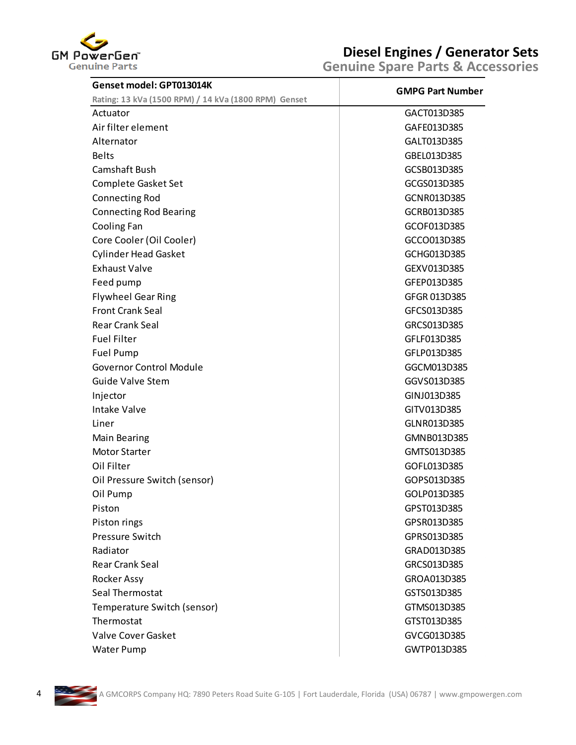# Diesel Engines / Generator Sets

## Genuine Spare Parts & Accessories

| Genset model: GPT013014K<br>Rating: 13 kVa (1500 RPM) / 14 kVa (1800 RPM) Genset | GMPG Part Number |
|---|---|
| Actuator | GACT013D385 |
| Air filter element | GAFE013D385 |
| Alternator | GALT013D385 |
| Belts | GBEL013D385 |
| Camshaft Bush | GCSB013D385 |
| Complete Gasket Set | GCGS013D385 |
| Connecting Rod | GCNR013D385 |
| Connecting Rod Bearing | GCRB013D385 |
| Cooling Fan | GCOF013D385 |
| Core Cooler (Oil Cooler) | GCCO013D385 |
| Cylinder Head Gasket | GCHG013D385 |
| Exhaust Valve | GEXV013D385 |
| Feed pump | GFEP013D385 |
| Flywheel Gear Ring | GFGR 013D385 |
| Front Crank Seal | GFCS013D385 |
| Rear Crank Seal | GRCS013D385 |
| Fuel Filter | GFLF013D385 |
| Fuel Pump | GFLP013D385 |
| Governor Control Module | GGCM013D385 |
| Guide Valve Stem | GGVS013D385 |
| Injector | GINJ013D385 |
| Intake Valve | GITV013D385 |
| Liner | GLNR013D385 |
| Main Bearing | GMNB013D385 |
| Motor Starter | GMTS013D385 |
| Oil Filter | GOFL013D385 |
| Oil Pressure Switch (sensor) | GOPS013D385 |
| Oil Pump | GOLP013D385 |
| Piston | GPST013D385 |
| Piston rings | GPSR013D385 |
| Pressure Switch | GPRS013D385 |
| Radiator | GRAD013D385 |
| Rear Crank Seal | GRCS013D385 |
| Rocker Assy | GROA013D385 |
| Seal Thermostat | GSTS013D385 |
| Temperature Switch (sensor) | GTMS013D385 |
| Thermostat | GTST013D385 |
| Valve Cover Gasket | GVCG013D385 |
| Water Pump | GWTP013D385 |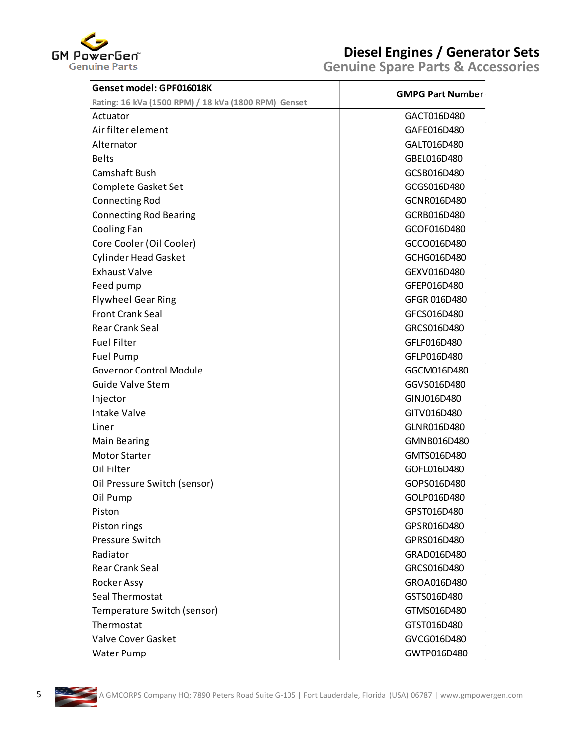| Genset model: GPF016018K<br>Rating: 16 kVa (1500 RPM) / 18 kVa (1800 RPM) Genset | GMPG Part Number |
|---|---|
| Actuator | GACT016D480 |
| Air filter element | GAFE016D480 |
| Alternator | GALT016D480 |
| Belts | GBEL016D480 |
| Camshaft Bush | GCSB016D480 |
| Complete Gasket Set | GCGS016D480 |
| Connecting Rod | GCNR016D480 |
| Connecting Rod Bearing | GCRB016D480 |
| Cooling Fan | GCOF016D480 |
| Core Cooler (Oil Cooler) | GCCO016D480 |
| Cylinder Head Gasket | GCHG016D480 |
| Exhaust Valve | GEXV016D480 |
| Feed pump | GFEP016D480 |
| Flywheel Gear Ring | GFGR 016D480 |
| Front Crank Seal | GFCS016D480 |
| Rear Crank Seal | GRCS016D480 |
| Fuel Filter | GFLF016D480 |
| Fuel Pump | GFLP016D480 |
| Governor Control Module | GGCM016D480 |
| Guide Valve Stem | GGVS016D480 |
| Injector | GINJ016D480 |
| Intake Valve | GITV016D480 |
| Liner | GLNR016D480 |
| Main Bearing | GMNB016D480 |
| Motor Starter | GMTS016D480 |
| Oil Filter | GOFL016D480 |
| Oil Pressure Switch (sensor) | GOPS016D480 |
| Oil Pump | GOLP016D480 |
| Piston | GPST016D480 |
| Piston rings | GPSR016D480 |
| Pressure Switch | GPRS016D480 |
| Radiator | GRAD016D480 |
| Rear Crank Seal | GRCS016D480 |
| Rocker Assy | GROA016D480 |
| Seal Thermostat | GSTS016D480 |
| Temperature Switch (sensor) | GTMS016D480 |
| Thermostat | GTST016D480 |
| Valve Cover Gasket | GVCG016D480 |
| Water Pump | GWTP016D480 |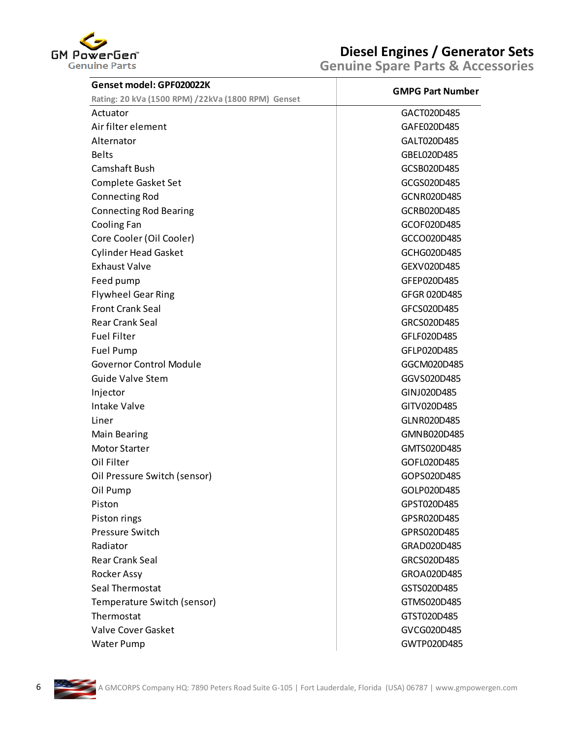# Diesel Engines / Generator Sets

## Genuine Spare Parts & Accessories

| **Genset model: GPF020022K**<br>Rating: 20 kVa (1500 RPM) /22kVa (1800 RPM) Genset | **GMPG Part Number** |
|---|---|
| Actuator | GACT020D485 |
| Air filter element | GAFE020D485 |
| Alternator | GALT020D485 |
| Belts | GBEL020D485 |
| Camshaft Bush | GCSB020D485 |
| Complete Gasket Set | GCGS020D485 |
| Connecting Rod | GCNR020D485 |
| Connecting Rod Bearing | GCRB020D485 |
| Cooling Fan | GCOF020D485 |
| Core Cooler (Oil Cooler) | GCCO020D485 |
| Cylinder Head Gasket | GCHG020D485 |
| Exhaust Valve | GEXV020D485 |
| Feed pump | GFEP020D485 |
| Flywheel Gear Ring | GFGR 020D485 |
| Front Crank Seal | GFCS020D485 |
| Rear Crank Seal | GRCS020D485 |
| Fuel Filter | GFLF020D485 |
| Fuel Pump | GFLP020D485 |
| Governor Control Module | GGCM020D485 |
| Guide Valve Stem | GGVS020D485 |
| Injector | GINJ020D485 |
| Intake Valve | GITV020D485 |
| Liner | GLNR020D485 |
| Main Bearing | GMNB020D485 |
| Motor Starter | GMTS020D485 |
| Oil Filter | GOFL020D485 |
| Oil Pressure Switch (sensor) | GOPS020D485 |
| Oil Pump | GOLP020D485 |
| Piston | GPST020D485 |
| Piston rings | GPSR020D485 |
| Pressure Switch | GPRS020D485 |
| Radiator | GRAD020D485 |
| Rear Crank Seal | GRCS020D485 |
| Rocker Assy | GROA020D485 |
| Seal Thermostat | GSTS020D485 |
| Temperature Switch (sensor) | GTMS020D485 |
| Thermostat | GTST020D485 |
| Valve Cover Gasket | GVCG020D485 |
| Water Pump | GWTP020D485 |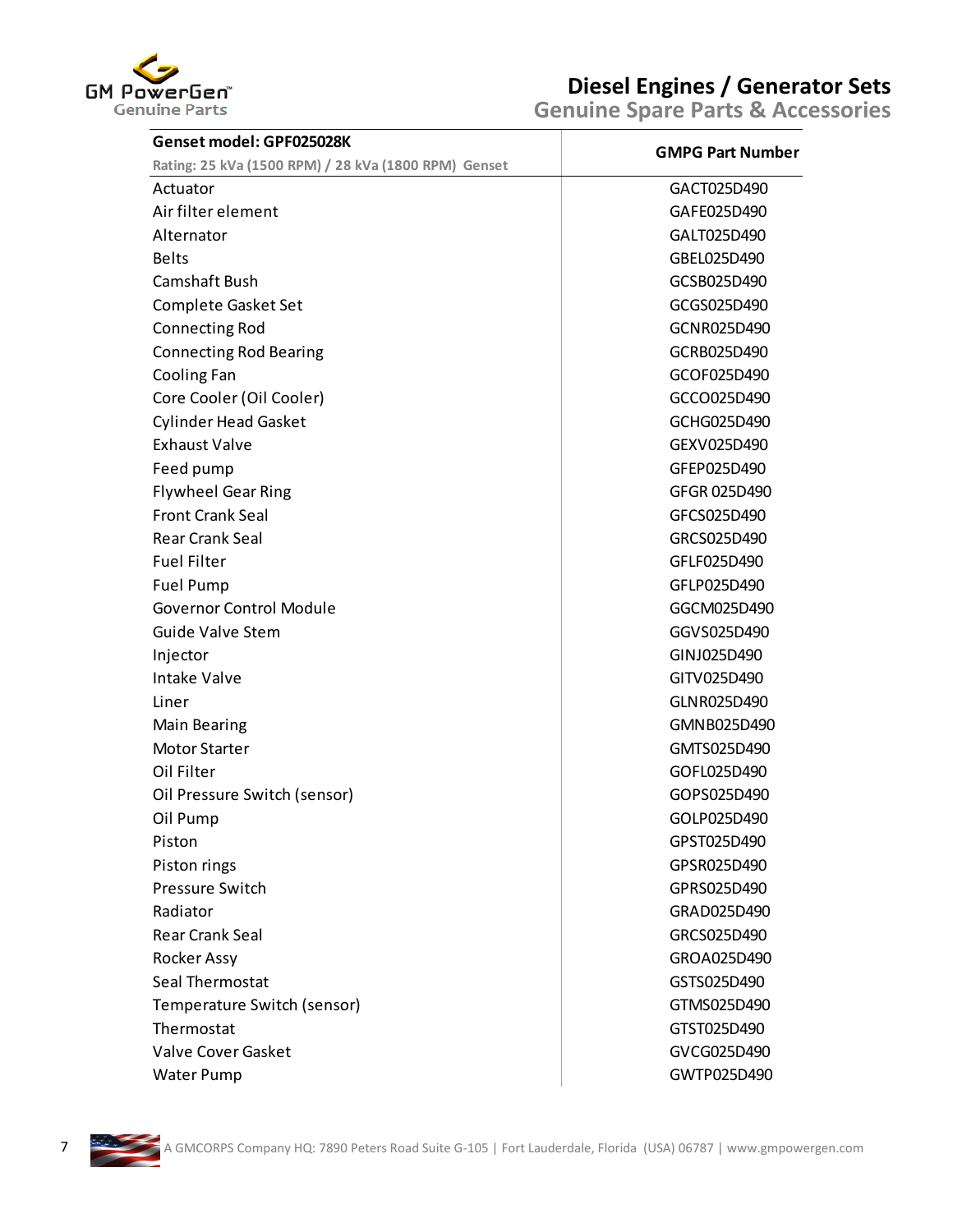| Genset model: GPF025028K<br>Rating: 25 kVa (1500 RPM) / 28 kVa (1800 RPM) Genset | GMPG Part Number |
|---|---|
| Actuator | GACT025D490 |
| Air filter element | GAFE025D490 |
| Alternator | GALT025D490 |
| Belts | GBEL025D490 |
| Camshaft Bush | GCSB025D490 |
| Complete Gasket Set | GCGS025D490 |
| Connecting Rod | GCNR025D490 |
| Connecting Rod Bearing | GCRB025D490 |
| Cooling Fan | GCOF025D490 |
| Core Cooler (Oil Cooler) | GCCO025D490 |
| Cylinder Head Gasket | GCHG025D490 |
| Exhaust Valve | GEXV025D490 |
| Feed pump | GFEP025D490 |
| Flywheel Gear Ring | GFGR 025D490 |
| Front Crank Seal | GFCS025D490 |
| Rear Crank Seal | GRCS025D490 |
| Fuel Filter | GFLF025D490 |
| Fuel Pump | GFLP025D490 |
| Governor Control Module | GGCM025D490 |
| Guide Valve Stem | GGVS025D490 |
| Injector | GINJ025D490 |
| Intake Valve | GITV025D490 |
| Liner | GLNR025D490 |
| Main Bearing | GMNB025D490 |
| Motor Starter | GMTS025D490 |
| Oil Filter | GOFL025D490 |
| Oil Pressure Switch (sensor) | GOPS025D490 |
| Oil Pump | GOLP025D490 |
| Piston | GPST025D490 |
| Piston rings | GPSR025D490 |
| Pressure Switch | GPRS025D490 |
| Radiator | GRAD025D490 |
| Rear Crank Seal | GRCS025D490 |
| Rocker Assy | GROA025D490 |
| Seal Thermostat | GSTS025D490 |
| Temperature Switch (sensor) | GTMS025D490 |
| Thermostat | GTST025D490 |
| Valve Cover Gasket | GVCG025D490 |
| Water Pump | GWTP025D490 |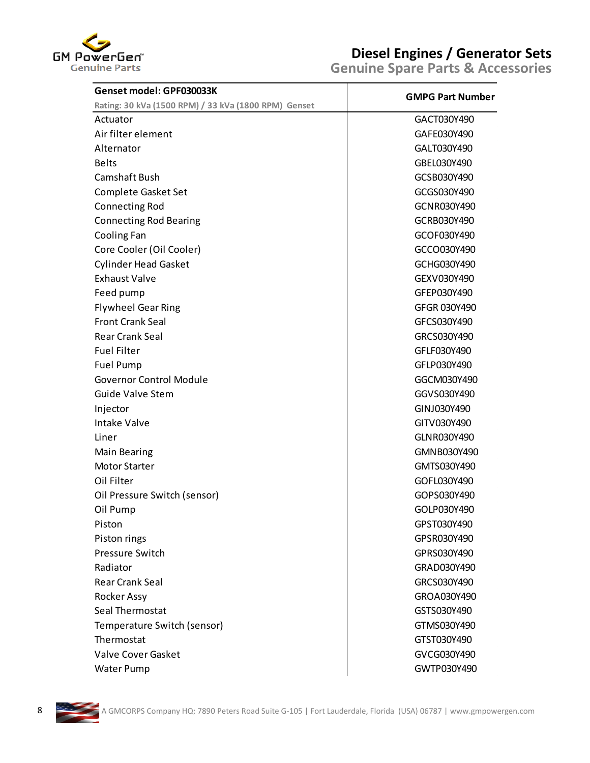# Diesel Engines / Generator Sets

## Genuine Spare Parts & Accessories

| Genset model: GPF030033K<br>Rating: 30 kVa (1500 RPM) / 33 kVa (1800 RPM) Genset | GMPG Part Number |
|---|---|
| Actuator | GACT030Y490 |
| Air filter element | GAFE030Y490 |
| Alternator | GALT030Y490 |
| Belts | GBEL030Y490 |
| Camshaft Bush | GCSB030Y490 |
| Complete Gasket Set | GCGS030Y490 |
| Connecting Rod | GCNR030Y490 |
| Connecting Rod Bearing | GCRB030Y490 |
| Cooling Fan | GCOF030Y490 |
| Core Cooler (Oil Cooler) | GCCO030Y490 |
| Cylinder Head Gasket | GCHG030Y490 |
| Exhaust Valve | GEXV030Y490 |
| Feed pump | GFEP030Y490 |
| Flywheel Gear Ring | GFGR 030Y490 |
| Front Crank Seal | GFCS030Y490 |
| Rear Crank Seal | GRCS030Y490 |
| Fuel Filter | GFLF030Y490 |
| Fuel Pump | GFLP030Y490 |
| Governor Control Module | GGCM030Y490 |
| Guide Valve Stem | GGVS030Y490 |
| Injector | GINJ030Y490 |
| Intake Valve | GITV030Y490 |
| Liner | GLNR030Y490 |
| Main Bearing | GMNB030Y490 |
| Motor Starter | GMTS030Y490 |
| Oil Filter | GOFL030Y490 |
| Oil Pressure Switch (sensor) | GOPS030Y490 |
| Oil Pump | GOLP030Y490 |
| Piston | GPST030Y490 |
| Piston rings | GPSR030Y490 |
| Pressure Switch | GPRS030Y490 |
| Radiator | GRAD030Y490 |
| Rear Crank Seal | GRCS030Y490 |
| Rocker Assy | GROA030Y490 |
| Seal Thermostat | GSTS030Y490 |
| Temperature Switch (sensor) | GTMS030Y490 |
| Thermostat | GTST030Y490 |
| Valve Cover Gasket | GVCG030Y490 |
| Water Pump | GWTP030Y490 |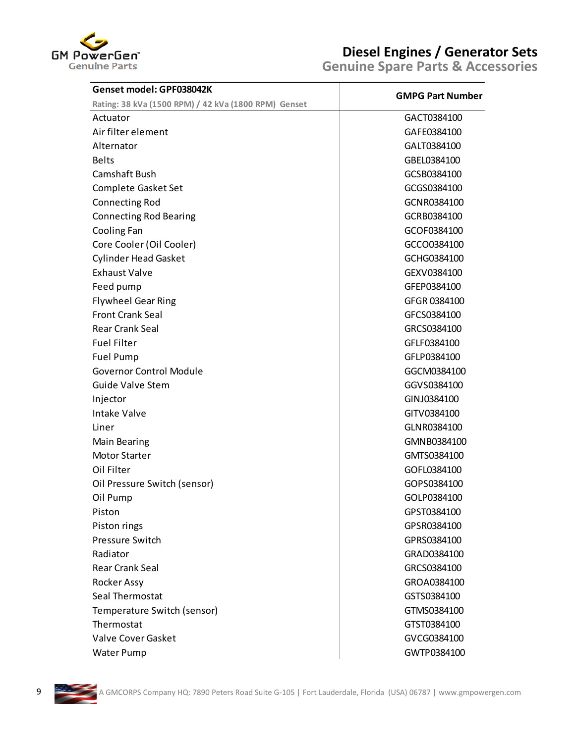GM PowerGen™ Genuine Parts

# Diesel Engines / Generator Sets
## Genuine Spare Parts & Accessories

| Genset model: GPF038042K<br>Rating: 38 kVa (1500 RPM) / 42 kVa (1800 RPM) Genset | GMPG Part Number |
|---|---|
| Actuator | GACT0384100 |
| Air filter element | GAFE0384100 |
| Alternator | GALT0384100 |
| Belts | GBEL0384100 |
| Camshaft Bush | GCSB0384100 |
| Complete Gasket Set | GCGS0384100 |
| Connecting Rod | GCNR0384100 |
| Connecting Rod Bearing | GCRB0384100 |
| Cooling Fan | GCOF0384100 |
| Core Cooler (Oil Cooler) | GCCO0384100 |
| Cylinder Head Gasket | GCHG0384100 |
| Exhaust Valve | GEXV0384100 |
| Feed pump | GFEP0384100 |
| Flywheel Gear Ring | GFGR 0384100 |
| Front Crank Seal | GFCS0384100 |
| Rear Crank Seal | GRCS0384100 |
| Fuel Filter | GFLF0384100 |
| Fuel Pump | GFLP0384100 |
| Governor Control Module | GGCM0384100 |
| Guide Valve Stem | GGVS0384100 |
| Injector | GINJ0384100 |
| Intake Valve | GITV0384100 |
| Liner | GLNR0384100 |
| Main Bearing | GMNB0384100 |
| Motor Starter | GMTS0384100 |
| Oil Filter | GOFL0384100 |
| Oil Pressure Switch (sensor) | GOPS0384100 |
| Oil Pump | GOLP0384100 |
| Piston | GPST0384100 |
| Piston rings | GPSR0384100 |
| Pressure Switch | GPRS0384100 |
| Radiator | GRAD0384100 |
| Rear Crank Seal | GRCS0384100 |
| Rocker Assy | GROA0384100 |
| Seal Thermostat | GSTS0384100 |
| Temperature Switch (sensor) | GTMS0384100 |
| Thermostat | GTST0384100 |
| Valve Cover Gasket | GVCG0384100 |
| Water Pump | GWTP0384100 |

A GMCORPS Company HQ: 7890 Peters Road Suite G-105 | Fort Lauderdale, Florida (USA) 06787 | www.gmpowergen.com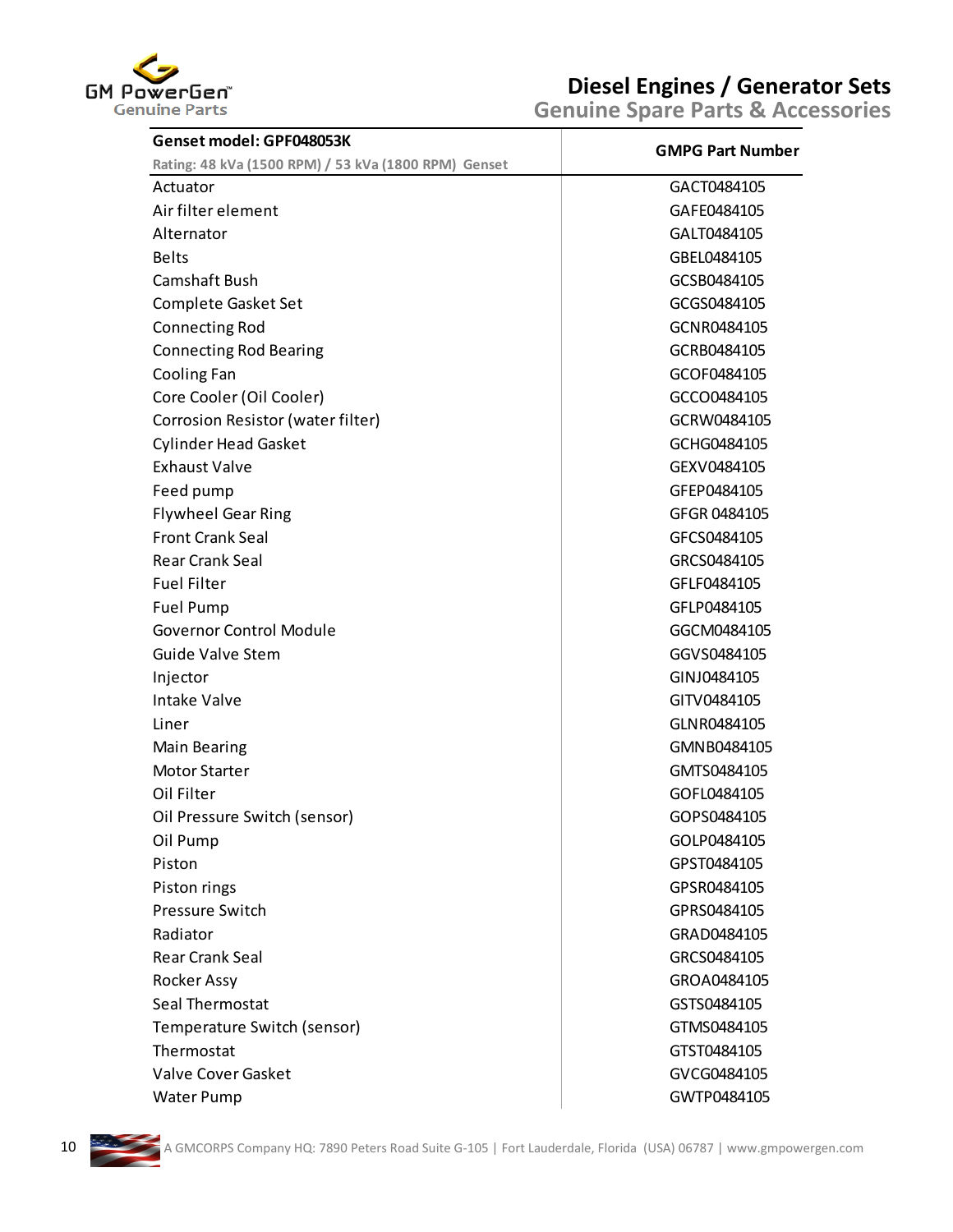| Genset model: GPF048053K<br>Rating: 48 kVa (1500 RPM) / 53 kVa (1800 RPM) Genset | GMPG Part Number |
|---|---|
| Actuator | GACT0484105 |
| Air filter element | GAFE0484105 |
| Alternator | GALT0484105 |
| Belts | GBEL0484105 |
| Camshaft Bush | GCSB0484105 |
| Complete Gasket Set | GCGS0484105 |
| Connecting Rod | GCNR0484105 |
| Connecting Rod Bearing | GCRB0484105 |
| Cooling Fan | GCOF0484105 |
| Core Cooler (Oil Cooler) | GCCO0484105 |
| Corrosion Resistor (water filter) | GCRW0484105 |
| Cylinder Head Gasket | GCHG0484105 |
| Exhaust Valve | GEXV0484105 |
| Feed pump | GFEP0484105 |
| Flywheel Gear Ring | GFGR 0484105 |
| Front Crank Seal | GFCS0484105 |
| Rear Crank Seal | GRCS0484105 |
| Fuel Filter | GFLF0484105 |
| Fuel Pump | GFLP0484105 |
| Governor Control Module | GGCM0484105 |
| Guide Valve Stem | GGVS0484105 |
| Injector | GINJ0484105 |
| Intake Valve | GITV0484105 |
| Liner | GLNR0484105 |
| Main Bearing | GMNB0484105 |
| Motor Starter | GMTS0484105 |
| Oil Filter | GOFL0484105 |
| Oil Pressure Switch (sensor) | GOPS0484105 |
| Oil Pump | GOLP0484105 |
| Piston | GPST0484105 |
| Piston rings | GPSR0484105 |
| Pressure Switch | GPRS0484105 |
| Radiator | GRAD0484105 |
| Rear Crank Seal | GRCS0484105 |
| Rocker Assy | GROA0484105 |
| Seal Thermostat | GSTS0484105 |
| Temperature Switch (sensor) | GTMS0484105 |
| Thermostat | GTST0484105 |
| Valve Cover Gasket | GVCG0484105 |
| Water Pump | GWTP0484105 |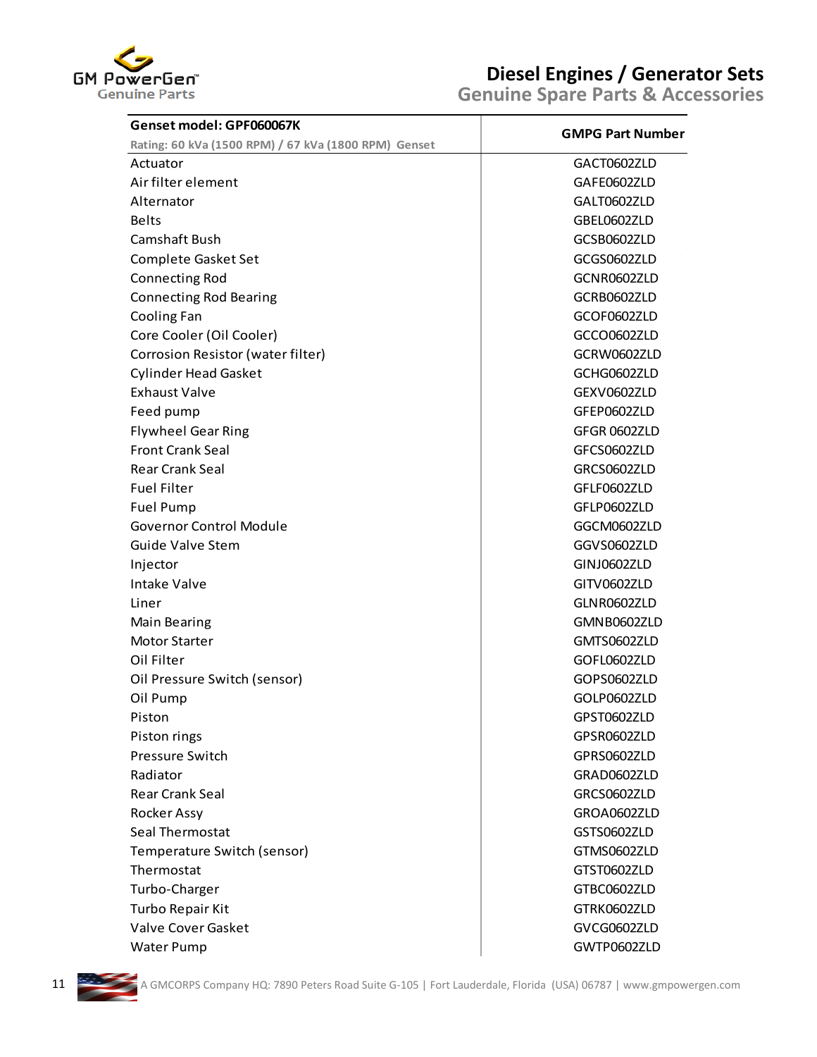| Genset model: GPF060067K<br>Rating: 60 kVa (1500 RPM) / 67 kVa (1800 RPM) Genset | GMPG Part Number |
|---|---|
| Actuator | GACT0602ZLD |
| Air filter element | GAFE0602ZLD |
| Alternator | GALT0602ZLD |
| Belts | GBEL0602ZLD |
| Camshaft Bush | GCSB0602ZLD |
| Complete Gasket Set | GCGS0602ZLD |
| Connecting Rod | GCNR0602ZLD |
| Connecting Rod Bearing | GCRB0602ZLD |
| Cooling Fan | GCOF0602ZLD |
| Core Cooler (Oil Cooler) | GCCO0602ZLD |
| Corrosion Resistor (water filter) | GCRW0602ZLD |
| Cylinder Head Gasket | GCHG0602ZLD |
| Exhaust Valve | GEXV0602ZLD |
| Feed pump | GFEP0602ZLD |
| Flywheel Gear Ring | GFGR 0602ZLD |
| Front Crank Seal | GFCS0602ZLD |
| Rear Crank Seal | GRCS0602ZLD |
| Fuel Filter | GFLF0602ZLD |
| Fuel Pump | GFLP0602ZLD |
| Governor Control Module | GGCM0602ZLD |
| Guide Valve Stem | GGVS0602ZLD |
| Injector | GINJ0602ZLD |
| Intake Valve | GITV0602ZLD |
| Liner | GLNR0602ZLD |
| Main Bearing | GMNB0602ZLD |
| Motor Starter | GMTS0602ZLD |
| Oil Filter | GOFL0602ZLD |
| Oil Pressure Switch (sensor) | GOPS0602ZLD |
| Oil Pump | GOLP0602ZLD |
| Piston | GPST0602ZLD |
| Piston rings | GPSR0602ZLD |
| Pressure Switch | GPRS0602ZLD |
| Radiator | GRAD0602ZLD |
| Rear Crank Seal | GRCS0602ZLD |
| Rocker Assy | GROA0602ZLD |
| Seal Thermostat | GSTS0602ZLD |
| Temperature Switch (sensor) | GTMS0602ZLD |
| Thermostat | GTST0602ZLD |
| Turbo-Charger | GTBC0602ZLD |
| Turbo Repair Kit | GTRK0602ZLD |
| Valve Cover Gasket | GVCG0602ZLD |
| Water Pump | GWTP0602ZLD |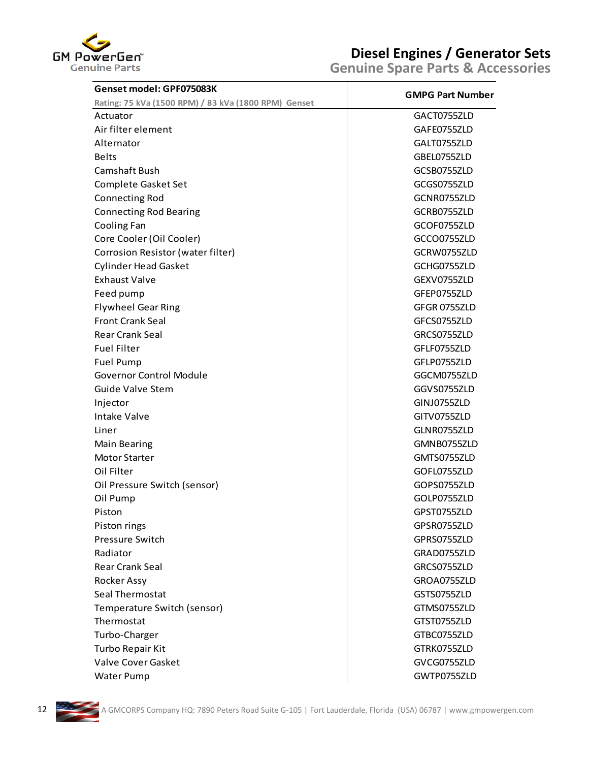# Diesel Engines / Generator Sets

## Genuine Spare Parts & Accessories

| Genset model: GPF075083K<br>Rating: 75 kVa (1500 RPM) / 83 kVa (1800 RPM) Genset | GMPG Part Number |
|---|---|
| Actuator | GACT0755ZLD |
| Air filter element | GAFE0755ZLD |
| Alternator | GALT0755ZLD |
| Belts | GBEL0755ZLD |
| Camshaft Bush | GCSB0755ZLD |
| Complete Gasket Set | GCGS0755ZLD |
| Connecting Rod | GCNR0755ZLD |
| Connecting Rod Bearing | GCRB0755ZLD |
| Cooling Fan | GCOF0755ZLD |
| Core Cooler (Oil Cooler) | GCCO0755ZLD |
| Corrosion Resistor (water filter) | GCRW0755ZLD |
| Cylinder Head Gasket | GCHG0755ZLD |
| Exhaust Valve | GEXV0755ZLD |
| Feed pump | GFEP0755ZLD |
| Flywheel Gear Ring | GFGR 0755ZLD |
| Front Crank Seal | GFCS0755ZLD |
| Rear Crank Seal | GRCS0755ZLD |
| Fuel Filter | GFLF0755ZLD |
| Fuel Pump | GFLP0755ZLD |
| Governor Control Module | GGCM0755ZLD |
| Guide Valve Stem | GGVS0755ZLD |
| Injector | GINJ0755ZLD |
| Intake Valve | GITV0755ZLD |
| Liner | GLNR0755ZLD |
| Main Bearing | GMNB0755ZLD |
| Motor Starter | GMTS0755ZLD |
| Oil Filter | GOFL0755ZLD |
| Oil Pressure Switch (sensor) | GOPS0755ZLD |
| Oil Pump | GOLP0755ZLD |
| Piston | GPST0755ZLD |
| Piston rings | GPSR0755ZLD |
| Pressure Switch | GPRS0755ZLD |
| Radiator | GRAD0755ZLD |
| Rear Crank Seal | GRCS0755ZLD |
| Rocker Assy | GROA0755ZLD |
| Seal Thermostat | GSTS0755ZLD |
| Temperature Switch (sensor) | GTMS0755ZLD |
| Thermostat | GTST0755ZLD |
| Turbo-Charger | GTBC0755ZLD |
| Turbo Repair Kit | GTRK0755ZLD |
| Valve Cover Gasket | GVCG0755ZLD |
| Water Pump | GWTP0755ZLD |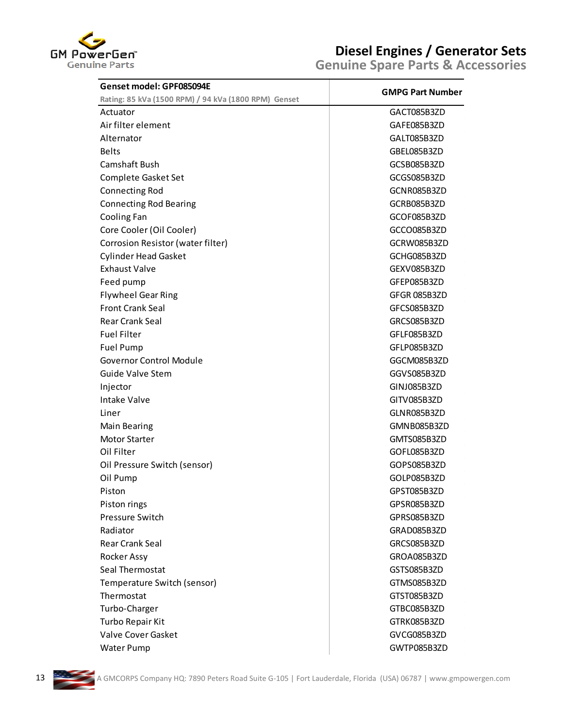| Genset model: GPF085094E<br>Rating: 85 kVa (1500 RPM) / 94 kVa (1800 RPM) Genset | GMPG Part Number |
|---|---|
| Actuator | GACT085B3ZD |
| Air filter element | GAFE085B3ZD |
| Alternator | GALT085B3ZD |
| Belts | GBEL085B3ZD |
| Camshaft Bush | GCSB085B3ZD |
| Complete Gasket Set | GCGS085B3ZD |
| Connecting Rod | GCNR085B3ZD |
| Connecting Rod Bearing | GCRB085B3ZD |
| Cooling Fan | GCOF085B3ZD |
| Core Cooler (Oil Cooler) | GCCO085B3ZD |
| Corrosion Resistor (water filter) | GCRW085B3ZD |
| Cylinder Head Gasket | GCHG085B3ZD |
| Exhaust Valve | GEXV085B3ZD |
| Feed pump | GFEP085B3ZD |
| Flywheel Gear Ring | GFGR 085B3ZD |
| Front Crank Seal | GFCS085B3ZD |
| Rear Crank Seal | GRCS085B3ZD |
| Fuel Filter | GFLF085B3ZD |
| Fuel Pump | GFLP085B3ZD |
| Governor Control Module | GGCM085B3ZD |
| Guide Valve Stem | GGVS085B3ZD |
| Injector | GINJ085B3ZD |
| Intake Valve | GITV085B3ZD |
| Liner | GLNR085B3ZD |
| Main Bearing | GMNB085B3ZD |
| Motor Starter | GMTS085B3ZD |
| Oil Filter | GOFL085B3ZD |
| Oil Pressure Switch (sensor) | GOPS085B3ZD |
| Oil Pump | GOLP085B3ZD |
| Piston | GPST085B3ZD |
| Piston rings | GPSR085B3ZD |
| Pressure Switch | GPRS085B3ZD |
| Radiator | GRAD085B3ZD |
| Rear Crank Seal | GRCS085B3ZD |
| Rocker Assy | GROA085B3ZD |
| Seal Thermostat | GSTS085B3ZD |
| Temperature Switch (sensor) | GTMS085B3ZD |
| Thermostat | GTST085B3ZD |
| Turbo-Charger | GTBC085B3ZD |
| Turbo Repair Kit | GTRK085B3ZD |
| Valve Cover Gasket | GVCG085B3ZD |
| Water Pump | GWTP085B3ZD |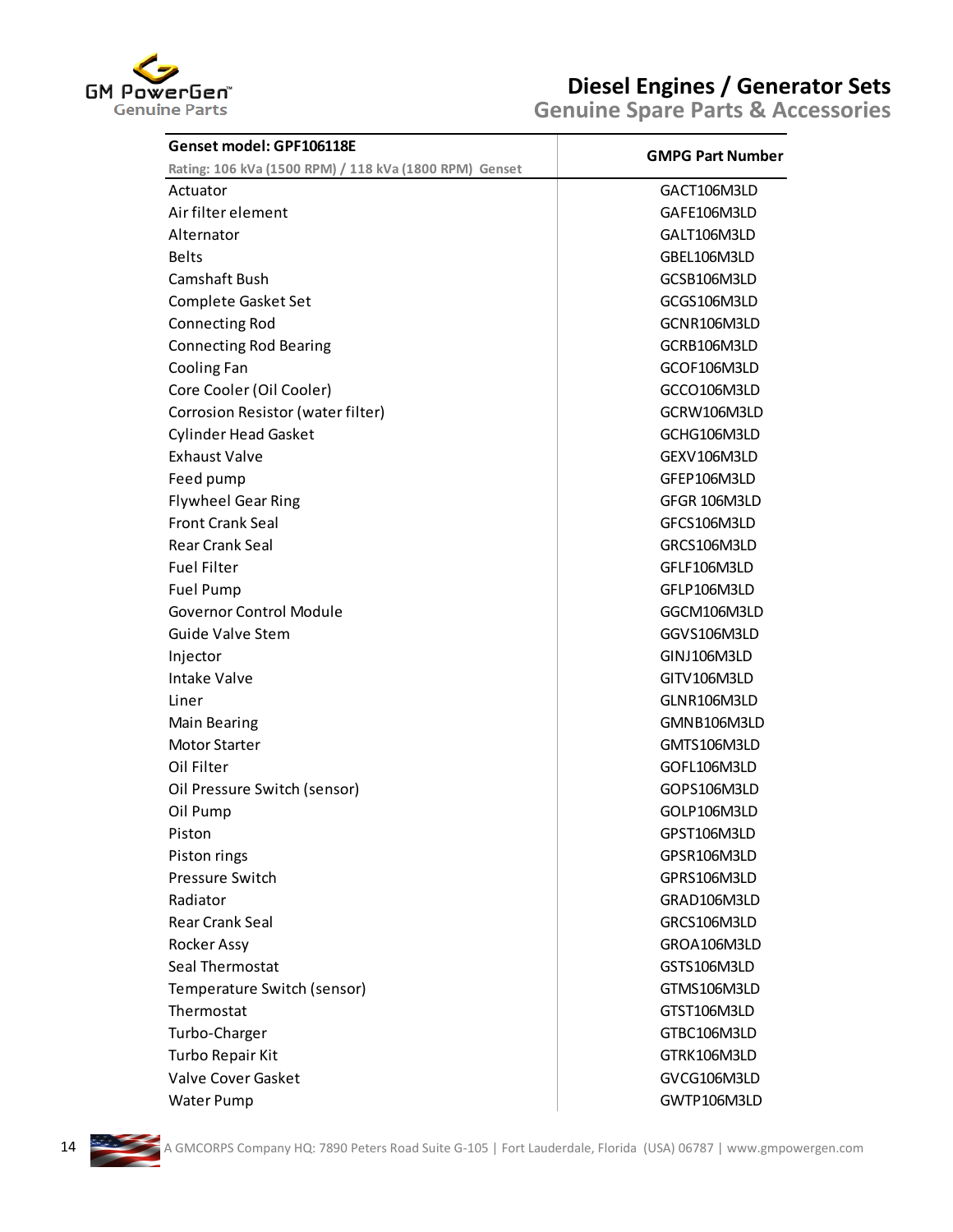| Genset model: GPF106118E<br>Rating: 106 kVa (1500 RPM) / 118 kVa (1800 RPM) Genset | GMPG Part Number |
|---|---|
| Actuator | GACT106M3LD |
| Air filter element | GAFE106M3LD |
| Alternator | GALT106M3LD |
| Belts | GBEL106M3LD |
| Camshaft Bush | GCSB106M3LD |
| Complete Gasket Set | GCGS106M3LD |
| Connecting Rod | GCNR106M3LD |
| Connecting Rod Bearing | GCRB106M3LD |
| Cooling Fan | GCOF106M3LD |
| Core Cooler (Oil Cooler) | GCCO106M3LD |
| Corrosion Resistor (water filter) | GCRW106M3LD |
| Cylinder Head Gasket | GCHG106M3LD |
| Exhaust Valve | GEXV106M3LD |
| Feed pump | GFEP106M3LD |
| Flywheel Gear Ring | GFGR 106M3LD |
| Front Crank Seal | GFCS106M3LD |
| Rear Crank Seal | GRCS106M3LD |
| Fuel Filter | GFLF106M3LD |
| Fuel Pump | GFLP106M3LD |
| Governor Control Module | GGCM106M3LD |
| Guide Valve Stem | GGVS106M3LD |
| Injector | GINJ106M3LD |
| Intake Valve | GITV106M3LD |
| Liner | GLNR106M3LD |
| Main Bearing | GMNB106M3LD |
| Motor Starter | GMTS106M3LD |
| Oil Filter | GOFL106M3LD |
| Oil Pressure Switch (sensor) | GOPS106M3LD |
| Oil Pump | GOLP106M3LD |
| Piston | GPST106M3LD |
| Piston rings | GPSR106M3LD |
| Pressure Switch | GPRS106M3LD |
| Radiator | GRAD106M3LD |
| Rear Crank Seal | GRCS106M3LD |
| Rocker Assy | GROA106M3LD |
| Seal Thermostat | GSTS106M3LD |
| Temperature Switch (sensor) | GTMS106M3LD |
| Thermostat | GTST106M3LD |
| Turbo-Charger | GTBC106M3LD |
| Turbo Repair Kit | GTRK106M3LD |
| Valve Cover Gasket | GVCG106M3LD |
| Water Pump | GWTP106M3LD |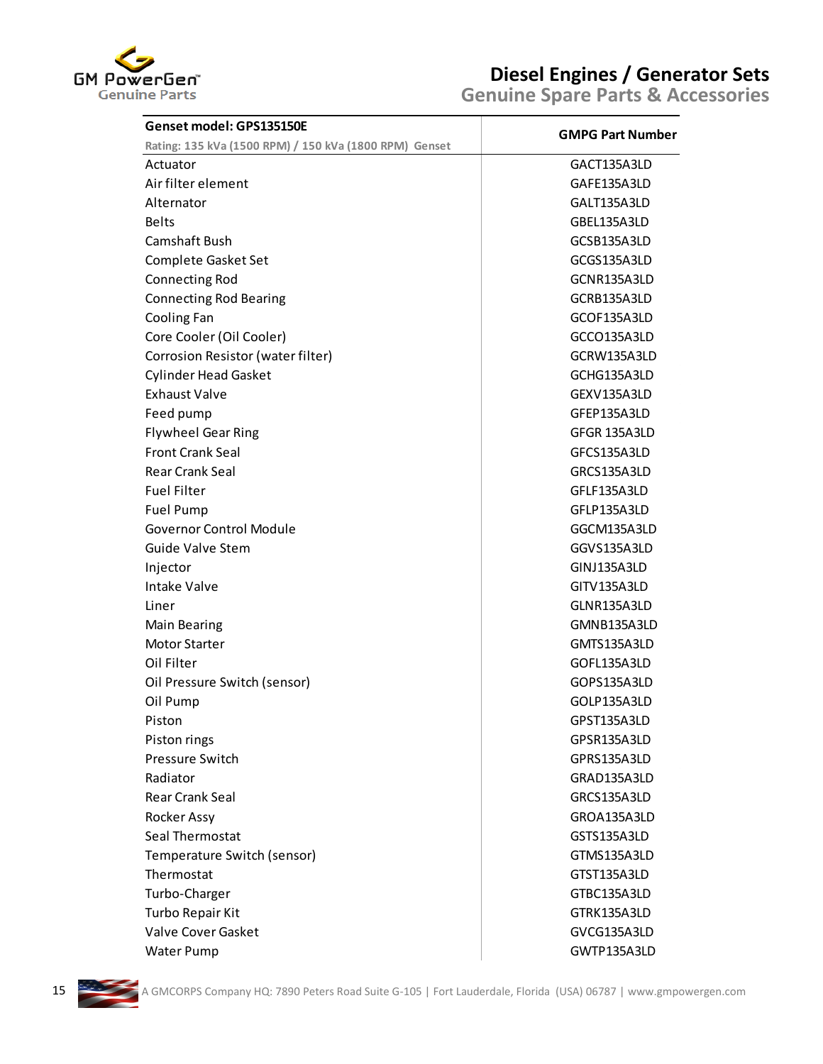# Diesel Engines / Generator Sets

## Genuine Spare Parts & Accessories

| Genset model: GPS135150E<br>Rating: 135 kVa (1500 RPM) / 150 kVa (1800 RPM) Genset | GMPG Part Number |
|---|---|
| Actuator | GACT135A3LD |
| Air filter element | GAFE135A3LD |
| Alternator | GALT135A3LD |
| Belts | GBEL135A3LD |
| Camshaft Bush | GCSB135A3LD |
| Complete Gasket Set | GCGS135A3LD |
| Connecting Rod | GCNR135A3LD |
| Connecting Rod Bearing | GCRB135A3LD |
| Cooling Fan | GCOF135A3LD |
| Core Cooler (Oil Cooler) | GCCO135A3LD |
| Corrosion Resistor (water filter) | GCRW135A3LD |
| Cylinder Head Gasket | GCHG135A3LD |
| Exhaust Valve | GEXV135A3LD |
| Feed pump | GFEP135A3LD |
| Flywheel Gear Ring | GFGR 135A3LD |
| Front Crank Seal | GFCS135A3LD |
| Rear Crank Seal | GRCS135A3LD |
| Fuel Filter | GFLF135A3LD |
| Fuel Pump | GFLP135A3LD |
| Governor Control Module | GGCM135A3LD |
| Guide Valve Stem | GGVS135A3LD |
| Injector | GINJ135A3LD |
| Intake Valve | GITV135A3LD |
| Liner | GLNR135A3LD |
| Main Bearing | GMNB135A3LD |
| Motor Starter | GMTS135A3LD |
| Oil Filter | GOFL135A3LD |
| Oil Pressure Switch (sensor) | GOPS135A3LD |
| Oil Pump | GOLP135A3LD |
| Piston | GPST135A3LD |
| Piston rings | GPSR135A3LD |
| Pressure Switch | GPRS135A3LD |
| Radiator | GRAD135A3LD |
| Rear Crank Seal | GRCS135A3LD |
| Rocker Assy | GROA135A3LD |
| Seal Thermostat | GSTS135A3LD |
| Temperature Switch (sensor) | GTMS135A3LD |
| Thermostat | GTST135A3LD |
| Turbo-Charger | GTBC135A3LD |
| Turbo Repair Kit | GTRK135A3LD |
| Valve Cover Gasket | GVCG135A3LD |
| Water Pump | GWTP135A3LD |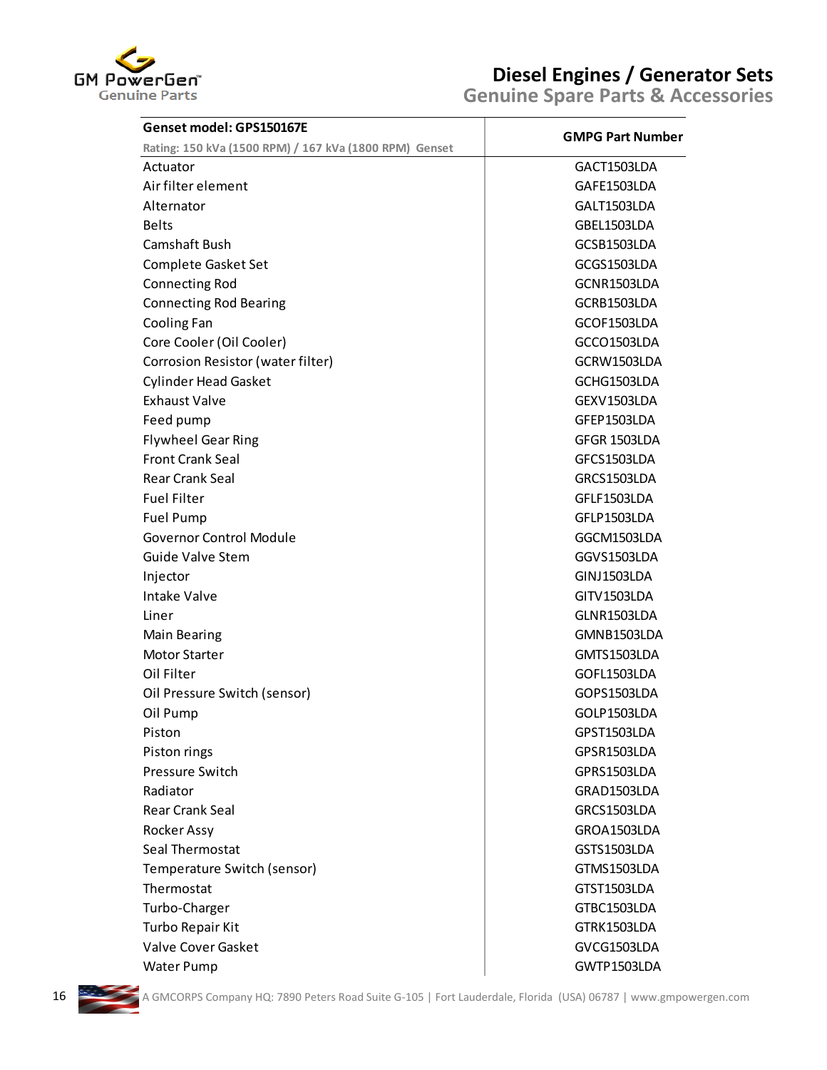| Genset model: GPS150167E<br>Rating: 150 kVa (1500 RPM) / 167 kVa (1800 RPM) Genset | GMPG Part Number |
|---|---|
| Actuator | GACT1503LDA |
| Air filter element | GAFE1503LDA |
| Alternator | GALT1503LDA |
| Belts | GBEL1503LDA |
| Camshaft Bush | GCSB1503LDA |
| Complete Gasket Set | GCGS1503LDA |
| Connecting Rod | GCNR1503LDA |
| Connecting Rod Bearing | GCRB1503LDA |
| Cooling Fan | GCOF1503LDA |
| Core Cooler (Oil Cooler) | GCCO1503LDA |
| Corrosion Resistor (water filter) | GCRW1503LDA |
| Cylinder Head Gasket | GCHG1503LDA |
| Exhaust Valve | GEXV1503LDA |
| Feed pump | GFEP1503LDA |
| Flywheel Gear Ring | GFGR 1503LDA |
| Front Crank Seal | GFCS1503LDA |
| Rear Crank Seal | GRCS1503LDA |
| Fuel Filter | GFLF1503LDA |
| Fuel Pump | GFLP1503LDA |
| Governor Control Module | GGCM1503LDA |
| Guide Valve Stem | GGVS1503LDA |
| Injector | GINJ1503LDA |
| Intake Valve | GITV1503LDA |
| Liner | GLNR1503LDA |
| Main Bearing | GMNB1503LDA |
| Motor Starter | GMTS1503LDA |
| Oil Filter | GOFL1503LDA |
| Oil Pressure Switch (sensor) | GOPS1503LDA |
| Oil Pump | GOLP1503LDA |
| Piston | GPST1503LDA |
| Piston rings | GPSR1503LDA |
| Pressure Switch | GPRS1503LDA |
| Radiator | GRAD1503LDA |
| Rear Crank Seal | GRCS1503LDA |
| Rocker Assy | GROA1503LDA |
| Seal Thermostat | GSTS1503LDA |
| Temperature Switch (sensor) | GTMS1503LDA |
| Thermostat | GTST1503LDA |
| Turbo-Charger | GTBC1503LDA |
| Turbo Repair Kit | GTRK1503LDA |
| Valve Cover Gasket | GVCG1503LDA |
| Water Pump | GWTP1503LDA |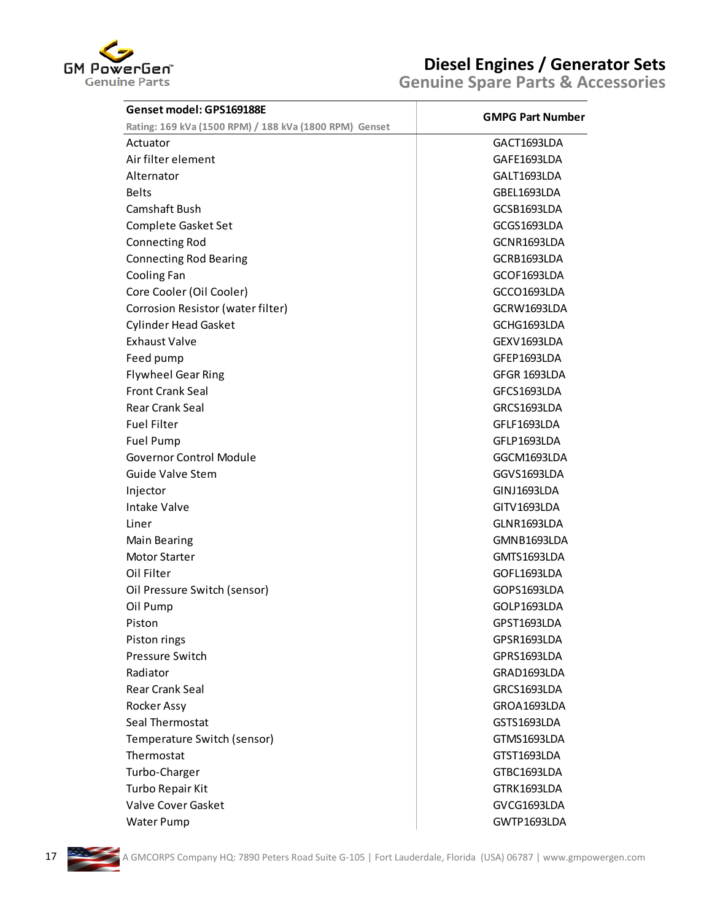| Genset model: GPS169188E<br>Rating: 169 kVa (1500 RPM) / 188 kVa (1800 RPM) Genset | GMPG Part Number |
|---|---|
| Actuator | GACT1693LDA |
| Air filter element | GAFE1693LDA |
| Alternator | GALT1693LDA |
| Belts | GBEL1693LDA |
| Camshaft Bush | GCSB1693LDA |
| Complete Gasket Set | GCGS1693LDA |
| Connecting Rod | GCNR1693LDA |
| Connecting Rod Bearing | GCRB1693LDA |
| Cooling Fan | GCOF1693LDA |
| Core Cooler (Oil Cooler) | GCCO1693LDA |
| Corrosion Resistor (water filter) | GCRW1693LDA |
| Cylinder Head Gasket | GCHG1693LDA |
| Exhaust Valve | GEXV1693LDA |
| Feed pump | GFEP1693LDA |
| Flywheel Gear Ring | GFGR 1693LDA |
| Front Crank Seal | GFCS1693LDA |
| Rear Crank Seal | GRCS1693LDA |
| Fuel Filter | GFLF1693LDA |
| Fuel Pump | GFLP1693LDA |
| Governor Control Module | GGCM1693LDA |
| Guide Valve Stem | GGVS1693LDA |
| Injector | GINJ1693LDA |
| Intake Valve | GITV1693LDA |
| Liner | GLNR1693LDA |
| Main Bearing | GMNB1693LDA |
| Motor Starter | GMTS1693LDA |
| Oil Filter | GOFL1693LDA |
| Oil Pressure Switch (sensor) | GOPS1693LDA |
| Oil Pump | GOLP1693LDA |
| Piston | GPST1693LDA |
| Piston rings | GPSR1693LDA |
| Pressure Switch | GPRS1693LDA |
| Radiator | GRAD1693LDA |
| Rear Crank Seal | GRCS1693LDA |
| Rocker Assy | GROA1693LDA |
| Seal Thermostat | GSTS1693LDA |
| Temperature Switch (sensor) | GTMS1693LDA |
| Thermostat | GTST1693LDA |
| Turbo-Charger | GTBC1693LDA |
| Turbo Repair Kit | GTRK1693LDA |
| Valve Cover Gasket | GVCG1693LDA |
| Water Pump | GWTP1693LDA |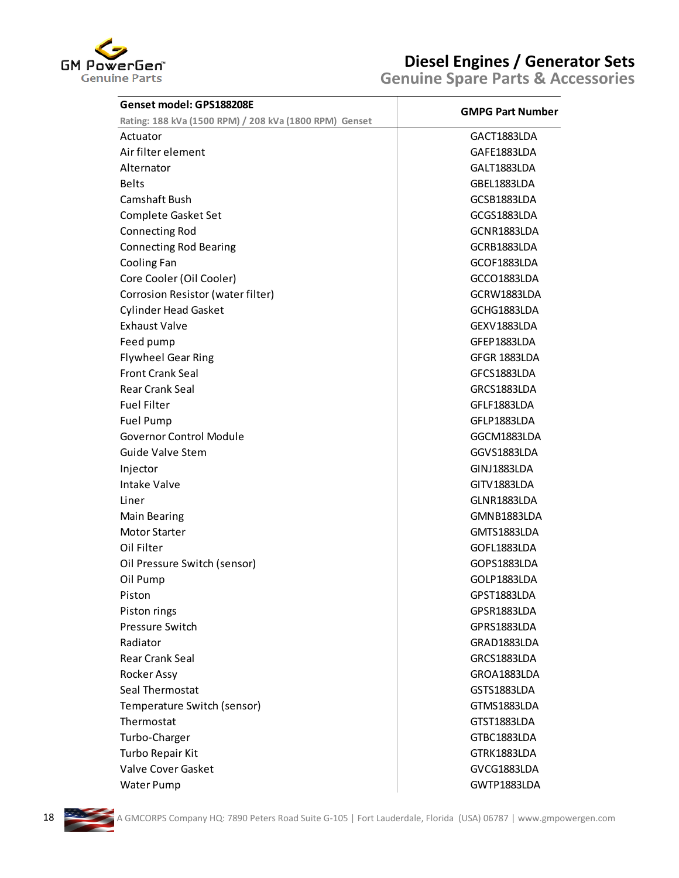| Genset model: GPS188208E<br>Rating: 188 kVa (1500 RPM) / 208 kVa (1800 RPM) Genset | GMPG Part Number |
|---|---|
| Actuator | GACT1883LDA |
| Air filter element | GAFE1883LDA |
| Alternator | GALT1883LDA |
| Belts | GBEL1883LDA |
| Camshaft Bush | GCSB1883LDA |
| Complete Gasket Set | GCGS1883LDA |
| Connecting Rod | GCNR1883LDA |
| Connecting Rod Bearing | GCRB1883LDA |
| Cooling Fan | GCOF1883LDA |
| Core Cooler (Oil Cooler) | GCCO1883LDA |
| Corrosion Resistor (water filter) | GCRW1883LDA |
| Cylinder Head Gasket | GCHG1883LDA |
| Exhaust Valve | GEXV1883LDA |
| Feed pump | GFEP1883LDA |
| Flywheel Gear Ring | GFGR 1883LDA |
| Front Crank Seal | GFCS1883LDA |
| Rear Crank Seal | GRCS1883LDA |
| Fuel Filter | GFLF1883LDA |
| Fuel Pump | GFLP1883LDA |
| Governor Control Module | GGCM1883LDA |
| Guide Valve Stem | GGVS1883LDA |
| Injector | GINJ1883LDA |
| Intake Valve | GITV1883LDA |
| Liner | GLNR1883LDA |
| Main Bearing | GMNB1883LDA |
| Motor Starter | GMTS1883LDA |
| Oil Filter | GOFL1883LDA |
| Oil Pressure Switch (sensor) | GOPS1883LDA |
| Oil Pump | GOLP1883LDA |
| Piston | GPST1883LDA |
| Piston rings | GPSR1883LDA |
| Pressure Switch | GPRS1883LDA |
| Radiator | GRAD1883LDA |
| Rear Crank Seal | GRCS1883LDA |
| Rocker Assy | GROA1883LDA |
| Seal Thermostat | GSTS1883LDA |
| Temperature Switch (sensor) | GTMS1883LDA |
| Thermostat | GTST1883LDA |
| Turbo-Charger | GTBC1883LDA |
| Turbo Repair Kit | GTRK1883LDA |
| Valve Cover Gasket | GVCG1883LDA |
| Water Pump | GWTP1883LDA |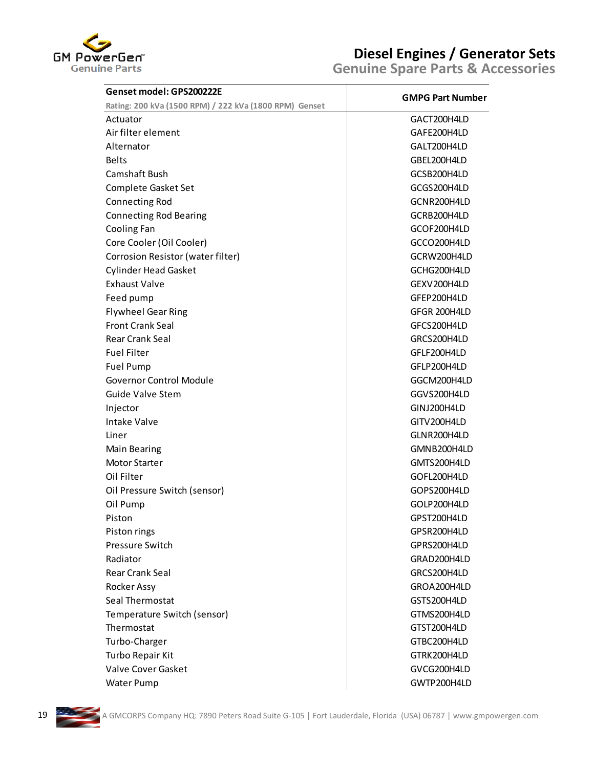| Genset model: GPS200222E<br>Rating: 200 kVa (1500 RPM) / 222 kVa (1800 RPM) Genset | GMPG Part Number |
|---|---|
| Actuator | GACT200H4LD |
| Air filter element | GAFE200H4LD |
| Alternator | GALT200H4LD |
| Belts | GBEL200H4LD |
| Camshaft Bush | GCSB200H4LD |
| Complete Gasket Set | GCGS200H4LD |
| Connecting Rod | GCNR200H4LD |
| Connecting Rod Bearing | GCRB200H4LD |
| Cooling Fan | GCOF200H4LD |
| Core Cooler (Oil Cooler) | GCCO200H4LD |
| Corrosion Resistor (water filter) | GCRW200H4LD |
| Cylinder Head Gasket | GCHG200H4LD |
| Exhaust Valve | GEXV200H4LD |
| Feed pump | GFEP200H4LD |
| Flywheel Gear Ring | GFGR 200H4LD |
| Front Crank Seal | GFCS200H4LD |
| Rear Crank Seal | GRCS200H4LD |
| Fuel Filter | GFLF200H4LD |
| Fuel Pump | GFLP200H4LD |
| Governor Control Module | GGCM200H4LD |
| Guide Valve Stem | GGVS200H4LD |
| Injector | GINJ200H4LD |
| Intake Valve | GITV200H4LD |
| Liner | GLNR200H4LD |
| Main Bearing | GMNB200H4LD |
| Motor Starter | GMTS200H4LD |
| Oil Filter | GOFL200H4LD |
| Oil Pressure Switch (sensor) | GOPS200H4LD |
| Oil Pump | GOLP200H4LD |
| Piston | GPST200H4LD |
| Piston rings | GPSR200H4LD |
| Pressure Switch | GPRS200H4LD |
| Radiator | GRAD200H4LD |
| Rear Crank Seal | GRCS200H4LD |
| Rocker Assy | GROA200H4LD |
| Seal Thermostat | GSTS200H4LD |
| Temperature Switch (sensor) | GTMS200H4LD |
| Thermostat | GTST200H4LD |
| Turbo-Charger | GTBC200H4LD |
| Turbo Repair Kit | GTRK200H4LD |
| Valve Cover Gasket | GVCG200H4LD |
| Water Pump | GWTP200H4LD |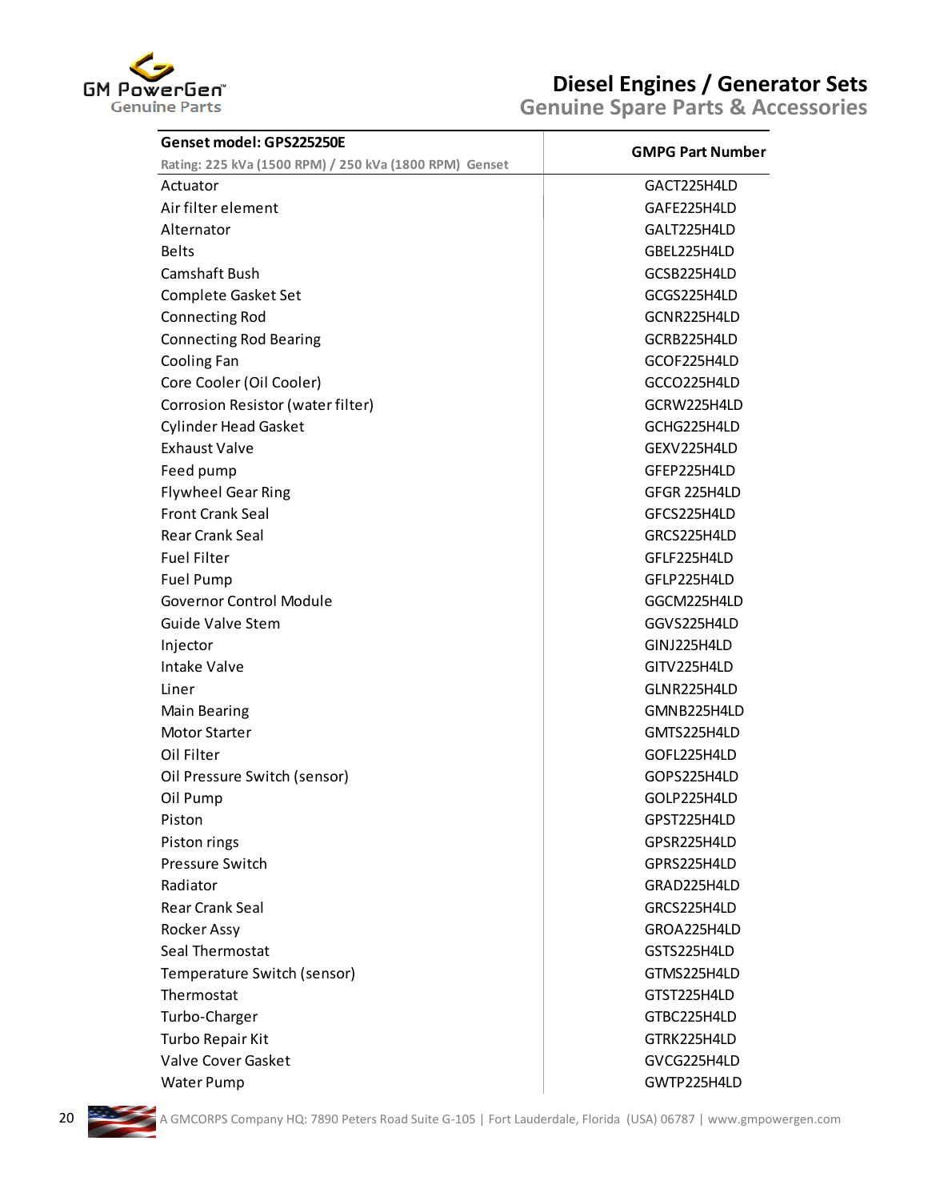GM PowerGen™
Genuine Parts

# Diesel Engines / Generator Sets

## Genuine Spare Parts & Accessories

| Genset model: GPS225250E<br>Rating: 225 kVa (1500 RPM) / 250 kVa (1800 RPM) Genset | GMPG Part Number |
|---|---|
| Actuator | GACT225H4LD |
| Air filter element | GAFE225H4LD |
| Alternator | GALT225H4LD |
| Belts | GBEL225H4LD |
| Camshaft Bush | GCSB225H4LD |
| Complete Gasket Set | GCGS225H4LD |
| Connecting Rod | GCNR225H4LD |
| Connecting Rod Bearing | GCRB225H4LD |
| Cooling Fan | GCOF225H4LD |
| Core Cooler (Oil Cooler) | GCCO225H4LD |
| Corrosion Resistor (water filter) | GCRW225H4LD |
| Cylinder Head Gasket | GCHG225H4LD |
| Exhaust Valve | GEXV225H4LD |
| Feed pump | GFEP225H4LD |
| Flywheel Gear Ring | GFGR 225H4LD |
| Front Crank Seal | GFCS225H4LD |
| Rear Crank Seal | GRCS225H4LD |
| Fuel Filter | GFLF225H4LD |
| Fuel Pump | GFLP225H4LD |
| Governor Control Module | GGCM225H4LD |
| Guide Valve Stem | GGVS225H4LD |
| Injector | GINJ225H4LD |
| Intake Valve | GITV225H4LD |
| Liner | GLNR225H4LD |
| Main Bearing | GMNB225H4LD |
| Motor Starter | GMTS225H4LD |
| Oil Filter | GOFL225H4LD |
| Oil Pressure Switch (sensor) | GOPS225H4LD |
| Oil Pump | GOLP225H4LD |
| Piston | GPST225H4LD |
| Piston rings | GPSR225H4LD |
| Pressure Switch | GPRS225H4LD |
| Radiator | GRAD225H4LD |
| Rear Crank Seal | GRCS225H4LD |
| Rocker Assy | GROA225H4LD |
| Seal Thermostat | GSTS225H4LD |
| Temperature Switch (sensor) | GTMS225H4LD |
| Thermostat | GTST225H4LD |
| Turbo-Charger | GTBC225H4LD |
| Turbo Repair Kit | GTRK225H4LD |
| Valve Cover Gasket | GVCG225H4LD |
| Water Pump | GWTP225H4LD |

A GMCORPS Company HQ: 7890 Peters Road Suite G-105 | Fort Lauderdale, Florida (USA) 06787 | www.gmpowergen.com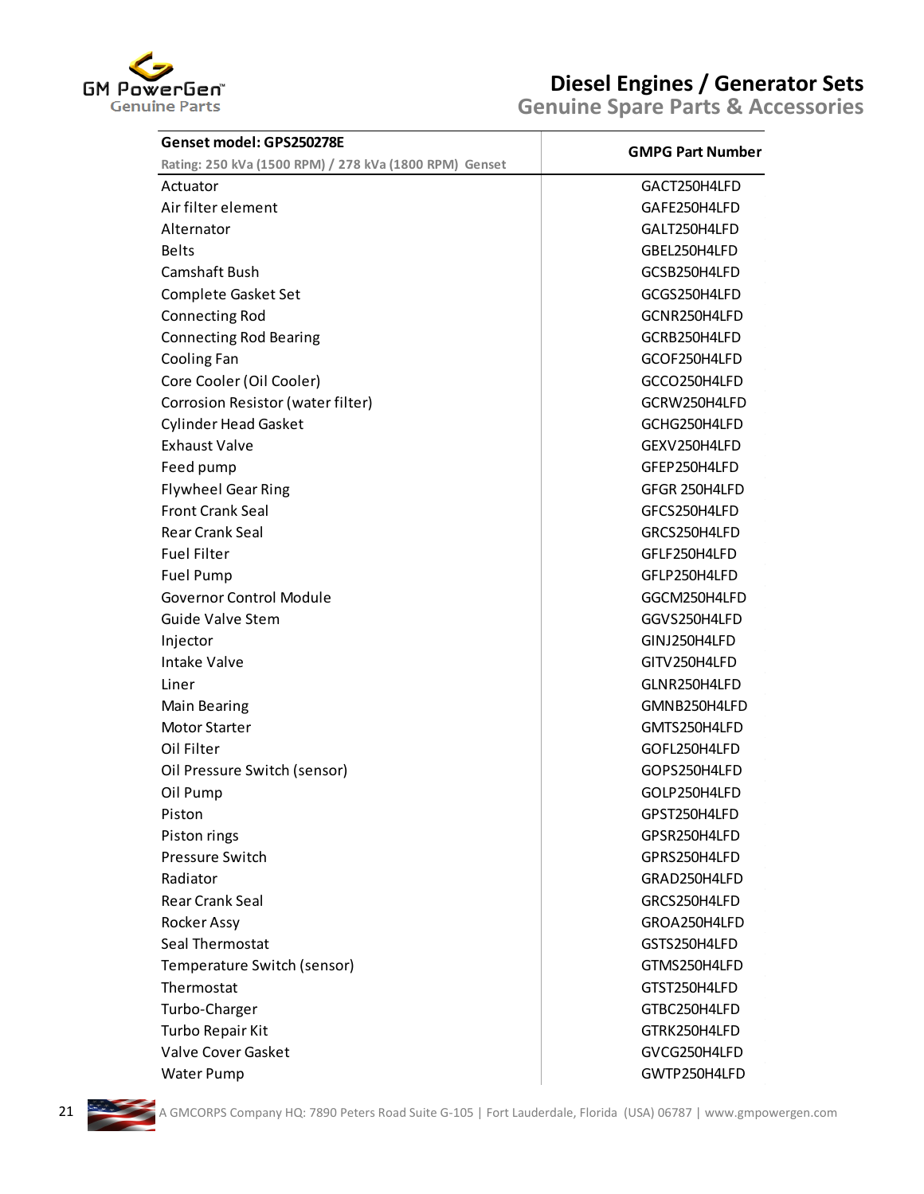# Diesel Engines / Generator Sets

## Genuine Spare Parts & Accessories

| Genset model: GPS250278E<br>Rating: 250 kVa (1500 RPM) / 278 kVa (1800 RPM) Genset | GMPG Part Number |
|---|---|
| Actuator | GACT250H4LFD |
| Air filter element | GAFE250H4LFD |
| Alternator | GALT250H4LFD |
| Belts | GBEL250H4LFD |
| Camshaft Bush | GCSB250H4LFD |
| Complete Gasket Set | GCGS250H4LFD |
| Connecting Rod | GCNR250H4LFD |
| Connecting Rod Bearing | GCRB250H4LFD |
| Cooling Fan | GCOF250H4LFD |
| Core Cooler (Oil Cooler) | GCCO250H4LFD |
| Corrosion Resistor (water filter) | GCRW250H4LFD |
| Cylinder Head Gasket | GCHG250H4LFD |
| Exhaust Valve | GEXV250H4LFD |
| Feed pump | GFEP250H4LFD |
| Flywheel Gear Ring | GFGR 250H4LFD |
| Front Crank Seal | GFCS250H4LFD |
| Rear Crank Seal | GRCS250H4LFD |
| Fuel Filter | GFLF250H4LFD |
| Fuel Pump | GFLP250H4LFD |
| Governor Control Module | GGCM250H4LFD |
| Guide Valve Stem | GGVS250H4LFD |
| Injector | GINJ250H4LFD |
| Intake Valve | GITV250H4LFD |
| Liner | GLNR250H4LFD |
| Main Bearing | GMNB250H4LFD |
| Motor Starter | GMTS250H4LFD |
| Oil Filter | GOFL250H4LFD |
| Oil Pressure Switch (sensor) | GOPS250H4LFD |
| Oil Pump | GOLP250H4LFD |
| Piston | GPST250H4LFD |
| Piston rings | GPSR250H4LFD |
| Pressure Switch | GPRS250H4LFD |
| Radiator | GRAD250H4LFD |
| Rear Crank Seal | GRCS250H4LFD |
| Rocker Assy | GROA250H4LFD |
| Seal Thermostat | GSTS250H4LFD |
| Temperature Switch (sensor) | GTMS250H4LFD |
| Thermostat | GTST250H4LFD |
| Turbo-Charger | GTBC250H4LFD |
| Turbo Repair Kit | GTRK250H4LFD |
| Valve Cover Gasket | GVCG250H4LFD |
| Water Pump | GWTP250H4LFD |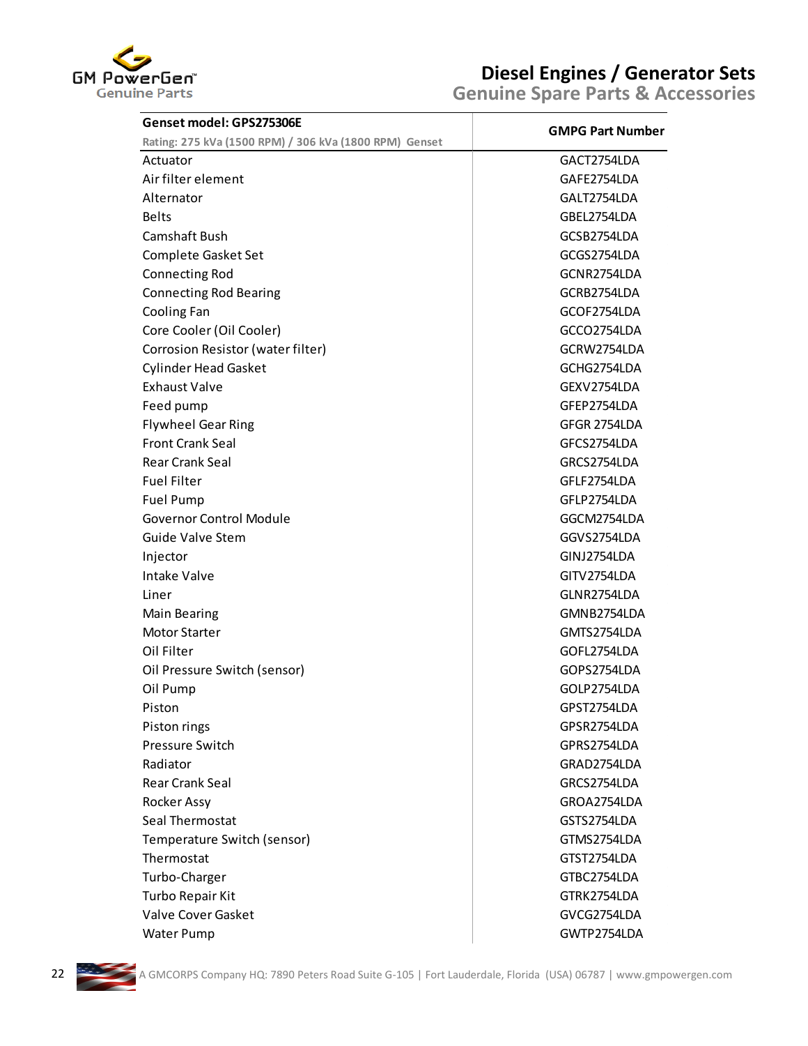# Diesel Engines / Generator Sets
## Genuine Spare Parts & Accessories

| Genset model: GPS275306E<br>Rating: 275 kVa (1500 RPM) / 306 kVa (1800 RPM) Genset | GMPG Part Number |
|---|---|
| Actuator | GACT2754LDA |
| Air filter element | GAFE2754LDA |
| Alternator | GALT2754LDA |
| Belts | GBEL2754LDA |
| Camshaft Bush | GCSB2754LDA |
| Complete Gasket Set | GCGS2754LDA |
| Connecting Rod | GCNR2754LDA |
| Connecting Rod Bearing | GCRB2754LDA |
| Cooling Fan | GCOF2754LDA |
| Core Cooler (Oil Cooler) | GCCO2754LDA |
| Corrosion Resistor (water filter) | GCRW2754LDA |
| Cylinder Head Gasket | GCHG2754LDA |
| Exhaust Valve | GEXV2754LDA |
| Feed pump | GFEP2754LDA |
| Flywheel Gear Ring | GFGR 2754LDA |
| Front Crank Seal | GFCS2754LDA |
| Rear Crank Seal | GRCS2754LDA |
| Fuel Filter | GFLF2754LDA |
| Fuel Pump | GFLP2754LDA |
| Governor Control Module | GGCM2754LDA |
| Guide Valve Stem | GGVS2754LDA |
| Injector | GINJ2754LDA |
| Intake Valve | GITV2754LDA |
| Liner | GLNR2754LDA |
| Main Bearing | GMNB2754LDA |
| Motor Starter | GMTS2754LDA |
| Oil Filter | GOFL2754LDA |
| Oil Pressure Switch (sensor) | GOPS2754LDA |
| Oil Pump | GOLP2754LDA |
| Piston | GPST2754LDA |
| Piston rings | GPSR2754LDA |
| Pressure Switch | GPRS2754LDA |
| Radiator | GRAD2754LDA |
| Rear Crank Seal | GRCS2754LDA |
| Rocker Assy | GROA2754LDA |
| Seal Thermostat | GSTS2754LDA |
| Temperature Switch (sensor) | GTMS2754LDA |
| Thermostat | GTST2754LDA |
| Turbo-Charger | GTBC2754LDA |
| Turbo Repair Kit | GTRK2754LDA |
| Valve Cover Gasket | GVCG2754LDA |
| Water Pump | GWTP2754LDA |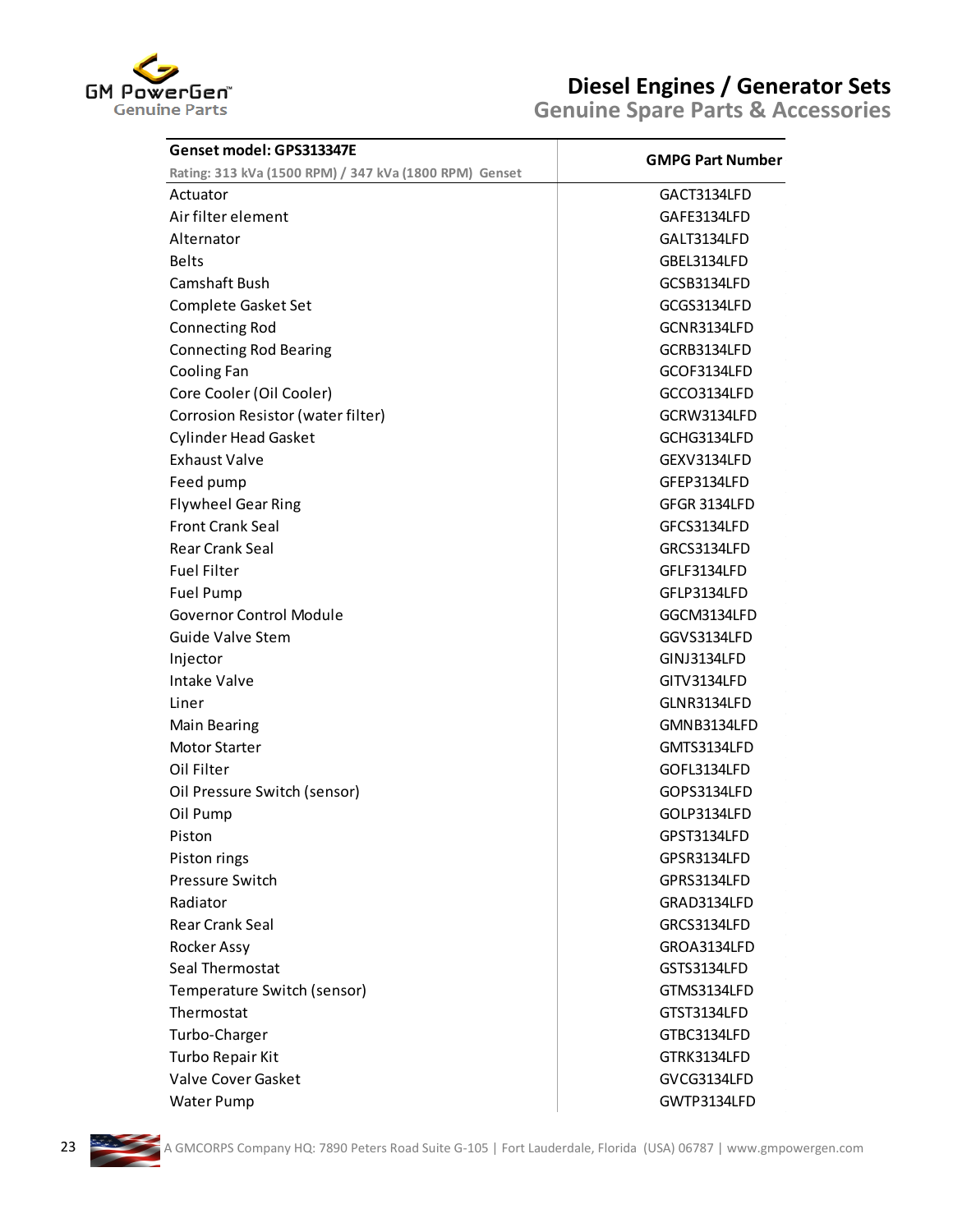| Genset model: GPS313347E<br>Rating: 313 kVa (1500 RPM) / 347 kVa (1800 RPM) Genset | GMPG Part Number |
|---|---|
| Actuator | GACT3134LFD |
| Air filter element | GAFE3134LFD |
| Alternator | GALT3134LFD |
| Belts | GBEL3134LFD |
| Camshaft Bush | GCSB3134LFD |
| Complete Gasket Set | GCGS3134LFD |
| Connecting Rod | GCNR3134LFD |
| Connecting Rod Bearing | GCRB3134LFD |
| Cooling Fan | GCOF3134LFD |
| Core Cooler (Oil Cooler) | GCCO3134LFD |
| Corrosion Resistor (water filter) | GCRW3134LFD |
| Cylinder Head Gasket | GCHG3134LFD |
| Exhaust Valve | GEXV3134LFD |
| Feed pump | GFEP3134LFD |
| Flywheel Gear Ring | GFGR 3134LFD |
| Front Crank Seal | GFCS3134LFD |
| Rear Crank Seal | GRCS3134LFD |
| Fuel Filter | GFLF3134LFD |
| Fuel Pump | GFLP3134LFD |
| Governor Control Module | GGCM3134LFD |
| Guide Valve Stem | GGVS3134LFD |
| Injector | GINJ3134LFD |
| Intake Valve | GITV3134LFD |
| Liner | GLNR3134LFD |
| Main Bearing | GMNB3134LFD |
| Motor Starter | GMTS3134LFD |
| Oil Filter | GOFL3134LFD |
| Oil Pressure Switch (sensor) | GOPS3134LFD |
| Oil Pump | GOLP3134LFD |
| Piston | GPST3134LFD |
| Piston rings | GPSR3134LFD |
| Pressure Switch | GPRS3134LFD |
| Radiator | GRAD3134LFD |
| Rear Crank Seal | GRCS3134LFD |
| Rocker Assy | GROA3134LFD |
| Seal Thermostat | GSTS3134LFD |
| Temperature Switch (sensor) | GTMS3134LFD |
| Thermostat | GTST3134LFD |
| Turbo-Charger | GTBC3134LFD |
| Turbo Repair Kit | GTRK3134LFD |
| Valve Cover Gasket | GVCG3134LFD |
| Water Pump | GWTP3134LFD |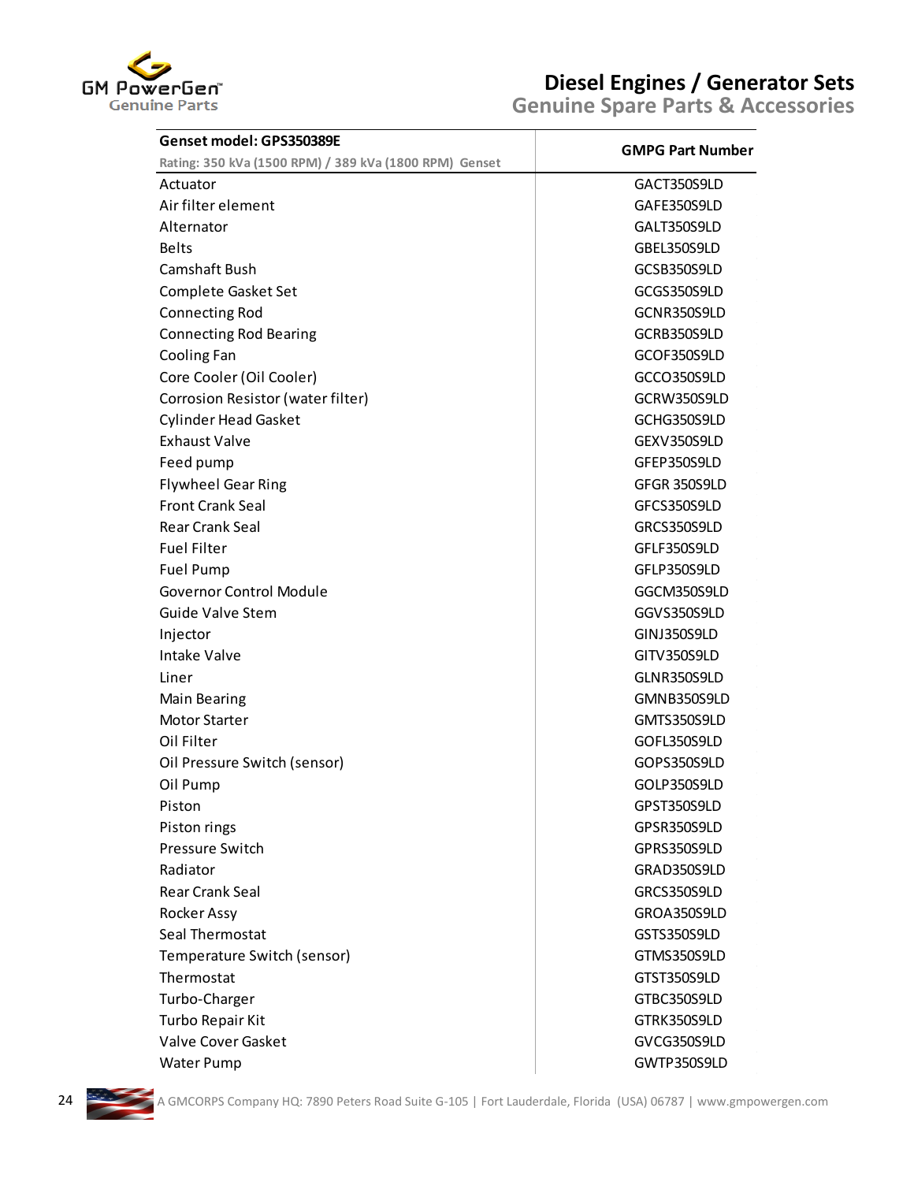# Diesel Engines / Generator Sets

## Genuine Spare Parts & Accessories

| Genset model: GPS350389E<br>Rating: 350 kVa (1500 RPM) / 389 kVa (1800 RPM) Genset | GMPG Part Number |
|---|---|
| Actuator | GACT350S9LD |
| Air filter element | GAFE350S9LD |
| Alternator | GALT350S9LD |
| Belts | GBEL350S9LD |
| Camshaft Bush | GCSB350S9LD |
| Complete Gasket Set | GCGS350S9LD |
| Connecting Rod | GCNR350S9LD |
| Connecting Rod Bearing | GCRB350S9LD |
| Cooling Fan | GCOF350S9LD |
| Core Cooler (Oil Cooler) | GCCO350S9LD |
| Corrosion Resistor (water filter) | GCRW350S9LD |
| Cylinder Head Gasket | GCHG350S9LD |
| Exhaust Valve | GEXV350S9LD |
| Feed pump | GFEP350S9LD |
| Flywheel Gear Ring | GFGR 350S9LD |
| Front Crank Seal | GFCS350S9LD |
| Rear Crank Seal | GRCS350S9LD |
| Fuel Filter | GFLF350S9LD |
| Fuel Pump | GFLP350S9LD |
| Governor Control Module | GGCM350S9LD |
| Guide Valve Stem | GGVS350S9LD |
| Injector | GINJ350S9LD |
| Intake Valve | GITV350S9LD |
| Liner | GLNR350S9LD |
| Main Bearing | GMNB350S9LD |
| Motor Starter | GMTS350S9LD |
| Oil Filter | GOFL350S9LD |
| Oil Pressure Switch (sensor) | GOPS350S9LD |
| Oil Pump | GOLP350S9LD |
| Piston | GPST350S9LD |
| Piston rings | GPSR350S9LD |
| Pressure Switch | GPRS350S9LD |
| Radiator | GRAD350S9LD |
| Rear Crank Seal | GRCS350S9LD |
| Rocker Assy | GROA350S9LD |
| Seal Thermostat | GSTS350S9LD |
| Temperature Switch (sensor) | GTMS350S9LD |
| Thermostat | GTST350S9LD |
| Turbo-Charger | GTBC350S9LD |
| Turbo Repair Kit | GTRK350S9LD |
| Valve Cover Gasket | GVCG350S9LD |
| Water Pump | GWTP350S9LD |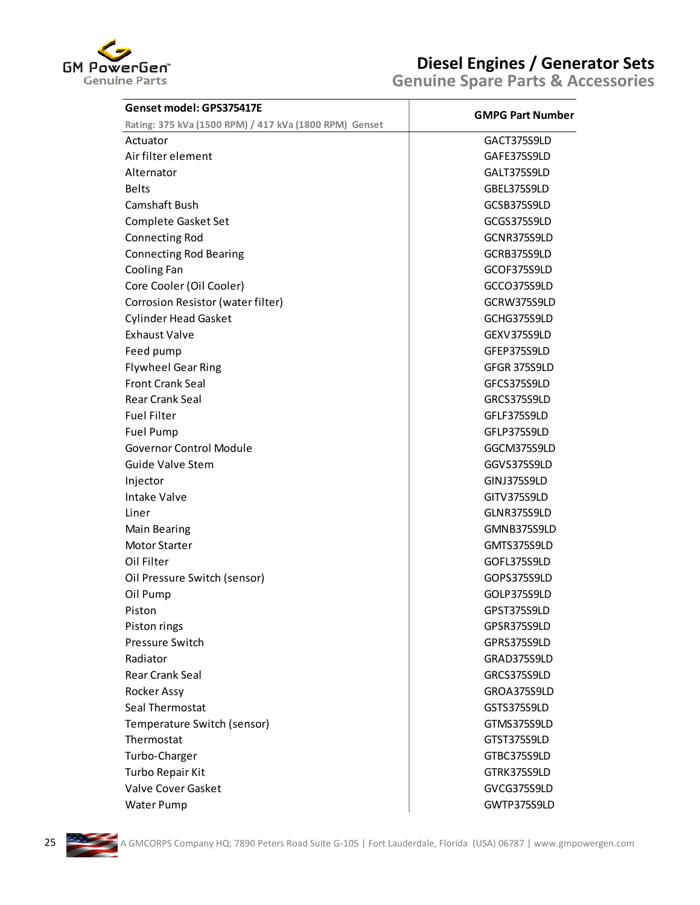# Diesel Engines / Generator Sets

## Genuine Spare Parts & Accessories

| Genset model: GPS375417E<br>Rating: 375 kVa (1500 RPM) / 417 kVa (1800 RPM) Genset | GMPG Part Number |
|---|---|
| Actuator | GACT375S9LD |
| Air filter element | GAFE375S9LD |
| Alternator | GALT375S9LD |
| Belts | GBEL375S9LD |
| Camshaft Bush | GCSB375S9LD |
| Complete Gasket Set | GCGS375S9LD |
| Connecting Rod | GCNR375S9LD |
| Connecting Rod Bearing | GCRB375S9LD |
| Cooling Fan | GCOF375S9LD |
| Core Cooler (Oil Cooler) | GCCO375S9LD |
| Corrosion Resistor (water filter) | GCRW375S9LD |
| Cylinder Head Gasket | GCHG375S9LD |
| Exhaust Valve | GEXV375S9LD |
| Feed pump | GFEP375S9LD |
| Flywheel Gear Ring | GFGR 375S9LD |
| Front Crank Seal | GFCS375S9LD |
| Rear Crank Seal | GRCS375S9LD |
| Fuel Filter | GFLF375S9LD |
| Fuel Pump | GFLP375S9LD |
| Governor Control Module | GGCM375S9LD |
| Guide Valve Stem | GGVS375S9LD |
| Injector | GINJ375S9LD |
| Intake Valve | GITV375S9LD |
| Liner | GLNR375S9LD |
| Main Bearing | GMNB375S9LD |
| Motor Starter | GMTS375S9LD |
| Oil Filter | GOFL375S9LD |
| Oil Pressure Switch (sensor) | GOPS375S9LD |
| Oil Pump | GOLP375S9LD |
| Piston | GPST375S9LD |
| Piston rings | GPSR375S9LD |
| Pressure Switch | GPRS375S9LD |
| Radiator | GRAD375S9LD |
| Rear Crank Seal | GRCS375S9LD |
| Rocker Assy | GROA375S9LD |
| Seal Thermostat | GSTS375S9LD |
| Temperature Switch (sensor) | GTMS375S9LD |
| Thermostat | GTST375S9LD |
| Turbo-Charger | GTBC375S9LD |
| Turbo Repair Kit | GTRK375S9LD |
| Valve Cover Gasket | GVCG375S9LD |
| Water Pump | GWTP375S9LD |

A GMCORPS Company HQ: 7890 Peters Road Suite G-105 | Fort Lauderdale, Florida (USA) 06787 | www.gmpowergen.com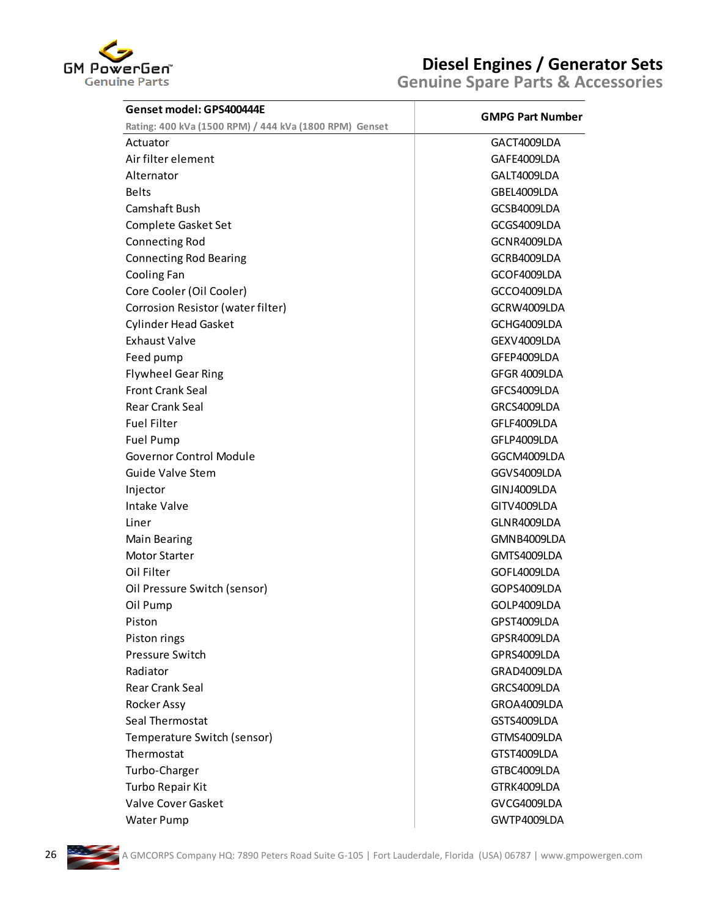# Diesel Engines / Generator Sets

## Genuine Spare Parts & Accessories

| Genset model: GPS400444E<br>Rating: 400 kVa (1500 RPM) / 444 kVa (1800 RPM) Genset | GMPG Part Number |
|---|---|
| Actuator | GACT4009LDA |
| Air filter element | GAFE4009LDA |
| Alternator | GALT4009LDA |
| Belts | GBEL4009LDA |
| Camshaft Bush | GCSB4009LDA |
| Complete Gasket Set | GCGS4009LDA |
| Connecting Rod | GCNR4009LDA |
| Connecting Rod Bearing | GCRB4009LDA |
| Cooling Fan | GCOF4009LDA |
| Core Cooler (Oil Cooler) | GCCO4009LDA |
| Corrosion Resistor (water filter) | GCRW4009LDA |
| Cylinder Head Gasket | GCHG4009LDA |
| Exhaust Valve | GEXV4009LDA |
| Feed pump | GFEP4009LDA |
| Flywheel Gear Ring | GFGR 4009LDA |
| Front Crank Seal | GFCS4009LDA |
| Rear Crank Seal | GRCS4009LDA |
| Fuel Filter | GFLF4009LDA |
| Fuel Pump | GFLP4009LDA |
| Governor Control Module | GGCM4009LDA |
| Guide Valve Stem | GGVS4009LDA |
| Injector | GINJ4009LDA |
| Intake Valve | GITV4009LDA |
| Liner | GLNR4009LDA |
| Main Bearing | GMNB4009LDA |
| Motor Starter | GMTS4009LDA |
| Oil Filter | GOFL4009LDA |
| Oil Pressure Switch (sensor) | GOPS4009LDA |
| Oil Pump | GOLP4009LDA |
| Piston | GPST4009LDA |
| Piston rings | GPSR4009LDA |
| Pressure Switch | GPRS4009LDA |
| Radiator | GRAD4009LDA |
| Rear Crank Seal | GRCS4009LDA |
| Rocker Assy | GROA4009LDA |
| Seal Thermostat | GSTS4009LDA |
| Temperature Switch (sensor) | GTMS4009LDA |
| Thermostat | GTST4009LDA |
| Turbo-Charger | GTBC4009LDA |
| Turbo Repair Kit | GTRK4009LDA |
| Valve Cover Gasket | GVCG4009LDA |
| Water Pump | GWTP4009LDA |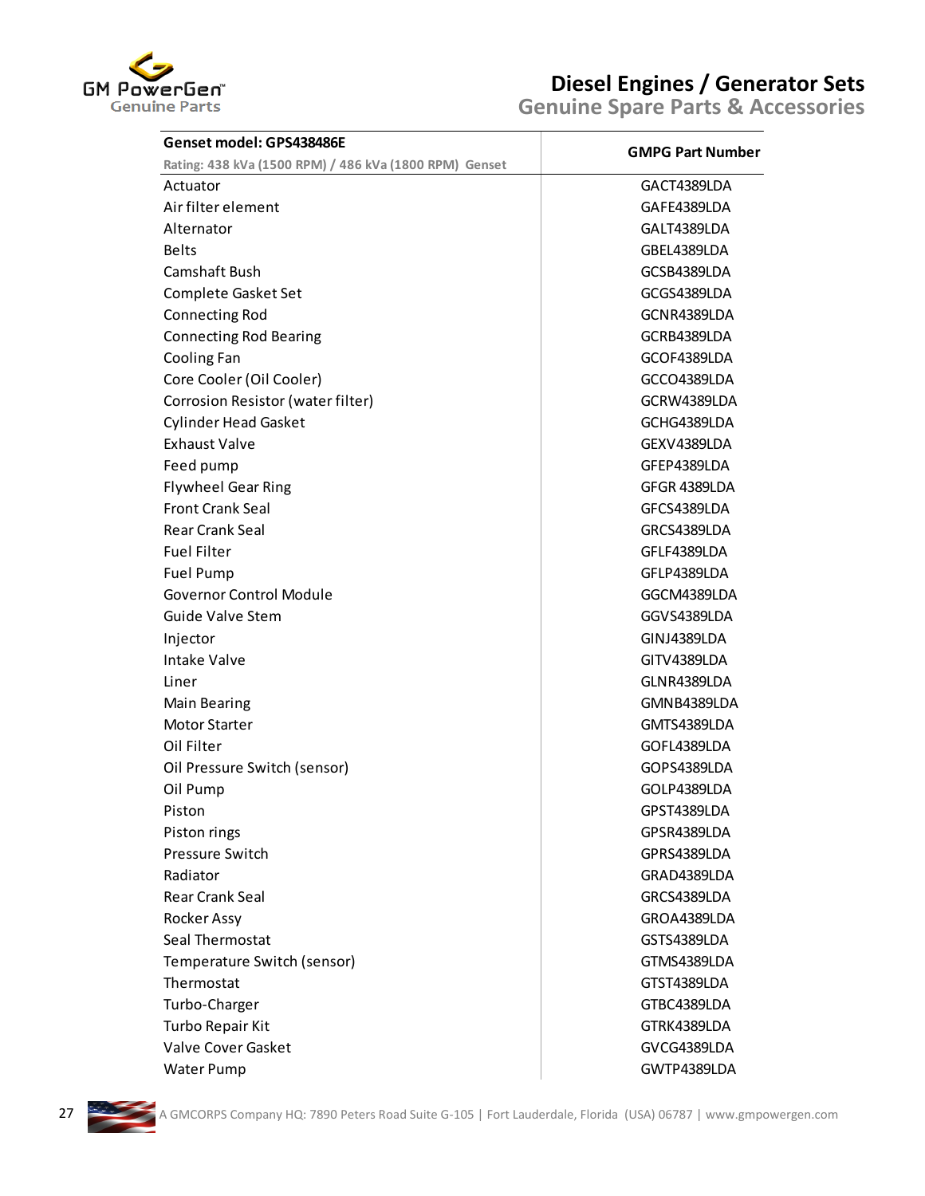# Diesel Engines / Generator Sets

## Genuine Spare Parts & Accessories

| Genset model: GPS438486E<br>Rating: 438 kVa (1500 RPM) / 486 kVa (1800 RPM) Genset | GMPG Part Number |
|---|---|
| Actuator | GACT4389LDA |
| Air filter element | GAFE4389LDA |
| Alternator | GALT4389LDA |
| Belts | GBEL4389LDA |
| Camshaft Bush | GCSB4389LDA |
| Complete Gasket Set | GCGS4389LDA |
| Connecting Rod | GCNR4389LDA |
| Connecting Rod Bearing | GCRB4389LDA |
| Cooling Fan | GCOF4389LDA |
| Core Cooler (Oil Cooler) | GCCO4389LDA |
| Corrosion Resistor (water filter) | GCRW4389LDA |
| Cylinder Head Gasket | GCHG4389LDA |
| Exhaust Valve | GEXV4389LDA |
| Feed pump | GFEP4389LDA |
| Flywheel Gear Ring | GFGR 4389LDA |
| Front Crank Seal | GFCS4389LDA |
| Rear Crank Seal | GRCS4389LDA |
| Fuel Filter | GFLF4389LDA |
| Fuel Pump | GFLP4389LDA |
| Governor Control Module | GGCM4389LDA |
| Guide Valve Stem | GGVS4389LDA |
| Injector | GINJ4389LDA |
| Intake Valve | GITV4389LDA |
| Liner | GLNR4389LDA |
| Main Bearing | GMNB4389LDA |
| Motor Starter | GMTS4389LDA |
| Oil Filter | GOFL4389LDA |
| Oil Pressure Switch (sensor) | GOPS4389LDA |
| Oil Pump | GOLP4389LDA |
| Piston | GPST4389LDA |
| Piston rings | GPSR4389LDA |
| Pressure Switch | GPRS4389LDA |
| Radiator | GRAD4389LDA |
| Rear Crank Seal | GRCS4389LDA |
| Rocker Assy | GROA4389LDA |
| Seal Thermostat | GSTS4389LDA |
| Temperature Switch (sensor) | GTMS4389LDA |
| Thermostat | GTST4389LDA |
| Turbo-Charger | GTBC4389LDA |
| Turbo Repair Kit | GTRK4389LDA |
| Valve Cover Gasket | GVCG4389LDA |
| Water Pump | GWTP4389LDA |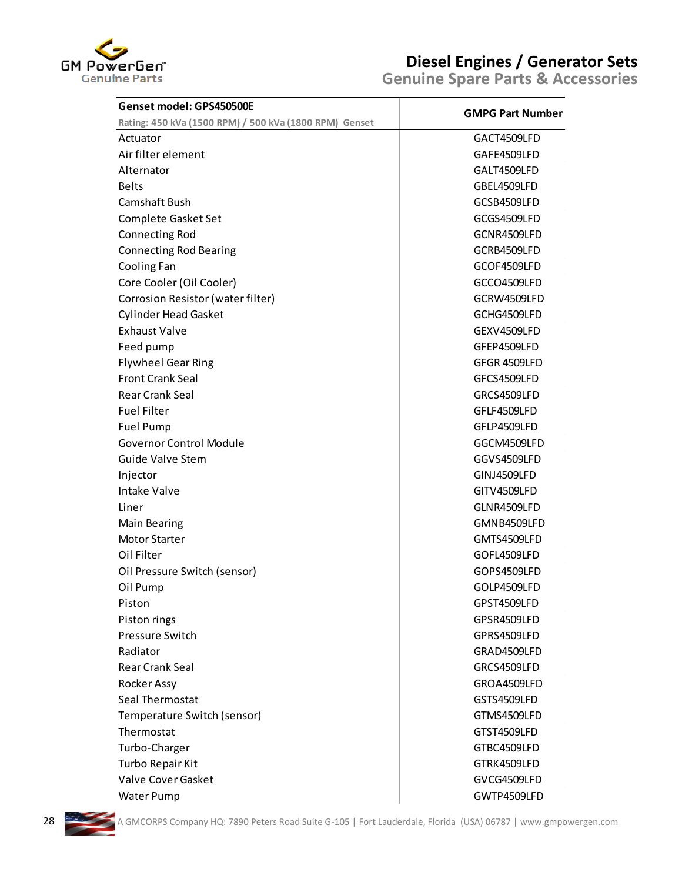# Diesel Engines / Generator Sets
## Genuine Spare Parts & Accessories

| Genset model: GPS450500E<br>Rating: 450 kVA (1500 RPM) / 500 kVA (1800 RPM) Genset | GMPG Part Number |
|---|---|
| Actuator | GACT4509LFD |
| Air filter element | GAFE4509LFD |
| Alternator | GALT4509LFD |
| Belts | GBEL4509LFD |
| Camshaft Bush | GCSB4509LFD |
| Complete Gasket Set | GCGS4509LFD |
| Connecting Rod | GCNR4509LFD |
| Connecting Rod Bearing | GCRB4509LFD |
| Cooling Fan | GCOF4509LFD |
| Core Cooler (Oil Cooler) | GCCO4509LFD |
| Corrosion Resistor (water filter) | GCRW4509LFD |
| Cylinder Head Gasket | GCHG4509LFD |
| Exhaust Valve | GEXV4509LFD |
| Feed pump | GFEP4509LFD |
| Flywheel Gear Ring | GFGR 4509LFD |
| Front Crank Seal | GFCS4509LFD |
| Rear Crank Seal | GRCS4509LFD |
| Fuel Filter | GFLF4509LFD |
| Fuel Pump | GFLP4509LFD |
| Governor Control Module | GGCM4509LFD |
| Guide Valve Stem | GGVS4509LFD |
| Injector | GINJ4509LFD |
| Intake Valve | GITV4509LFD |
| Liner | GLNR4509LFD |
| Main Bearing | GMNB4509LFD |
| Motor Starter | GMTS4509LFD |
| Oil Filter | GOFL4509LFD |
| Oil Pressure Switch (sensor) | GOPS4509LFD |
| Oil Pump | GOLP4509LFD |
| Piston | GPST4509LFD |
| Piston rings | GPSR4509LFD |
| Pressure Switch | GPRS4509LFD |
| Radiator | GRAD4509LFD |
| Rear Crank Seal | GRCS4509LFD |
| Rocker Assy | GROA4509LFD |
| Seal Thermostat | GSTS4509LFD |
| Temperature Switch (sensor) | GTMS4509LFD |
| Thermostat | GTST4509LFD |
| Turbo-Charger | GTBC4509LFD |
| Turbo Repair Kit | GTRK4509LFD |
| Valve Cover Gasket | GVCG4509LFD |
| Water Pump | GWTP4509LFD |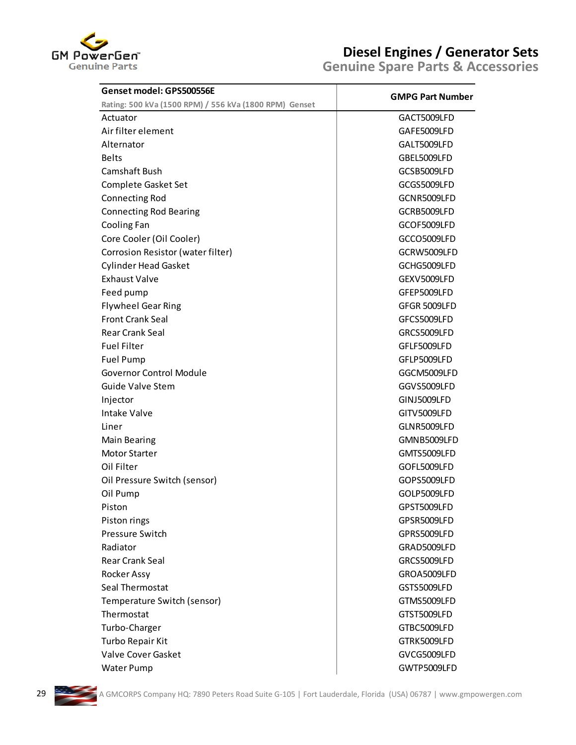# Diesel Engines / Generator Sets

## Genuine Spare Parts & Accessories

| Genset model: GPS500556E<br>Rating: 500 kVa (1500 RPM) / 556 kVa (1800 RPM) Genset | GMPG Part Number |
|---|---|
| Actuator | GACT5009LFD |
| Air filter element | GAFE5009LFD |
| Alternator | GALT5009LFD |
| Belts | GBEL5009LFD |
| Camshaft Bush | GCSB5009LFD |
| Complete Gasket Set | GCGS5009LFD |
| Connecting Rod | GCNR5009LFD |
| Connecting Rod Bearing | GCRB5009LFD |
| Cooling Fan | GCOF5009LFD |
| Core Cooler (Oil Cooler) | GCCO5009LFD |
| Corrosion Resistor (water filter) | GCRW5009LFD |
| Cylinder Head Gasket | GCHG5009LFD |
| Exhaust Valve | GEXV5009LFD |
| Feed pump | GFEP5009LFD |
| Flywheel Gear Ring | GFGR 5009LFD |
| Front Crank Seal | GFCS5009LFD |
| Rear Crank Seal | GRCS5009LFD |
| Fuel Filter | GFLF5009LFD |
| Fuel Pump | GFLP5009LFD |
| Governor Control Module | GGCM5009LFD |
| Guide Valve Stem | GGVS5009LFD |
| Injector | GINJ5009LFD |
| Intake Valve | GITV5009LFD |
| Liner | GLNR5009LFD |
| Main Bearing | GMNB5009LFD |
| Motor Starter | GMTS5009LFD |
| Oil Filter | GOFL5009LFD |
| Oil Pressure Switch (sensor) | GOPS5009LFD |
| Oil Pump | GOLP5009LFD |
| Piston | GPST5009LFD |
| Piston rings | GPSR5009LFD |
| Pressure Switch | GPRS5009LFD |
| Radiator | GRAD5009LFD |
| Rear Crank Seal | GRCS5009LFD |
| Rocker Assy | GROA5009LFD |
| Seal Thermostat | GSTS5009LFD |
| Temperature Switch (sensor) | GTMS5009LFD |
| Thermostat | GTST5009LFD |
| Turbo-Charger | GTBC5009LFD |
| Turbo Repair Kit | GTRK5009LFD |
| Valve Cover Gasket | GVCG5009LFD |
| Water Pump | GWTP5009LFD |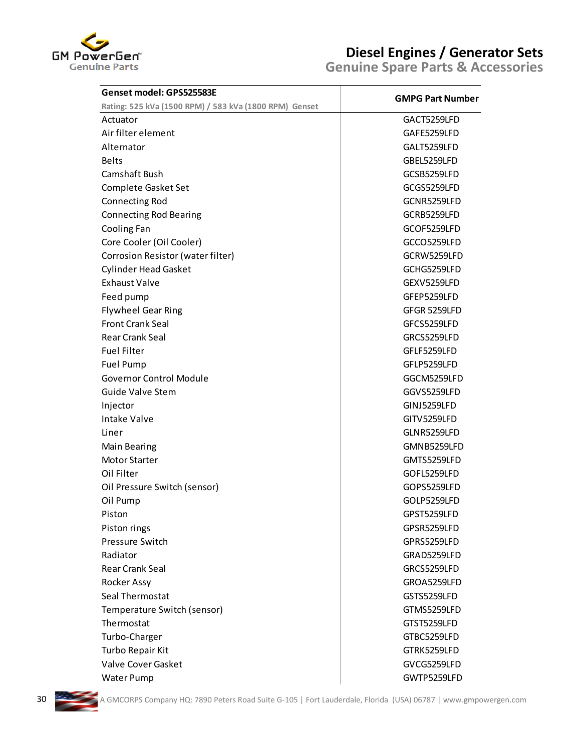| Genset model: GPS525583E<br>Rating: 525 kVa (1500 RPM) / 583 kVa (1800 RPM) Genset | GMPG Part Number |
|---|---|
| Actuator | GACT5259LFD |
| Air filter element | GAFE5259LFD |
| Alternator | GALT5259LFD |
| Belts | GBEL5259LFD |
| Camshaft Bush | GCSB5259LFD |
| Complete Gasket Set | GCGS5259LFD |
| Connecting Rod | GCNR5259LFD |
| Connecting Rod Bearing | GCRB5259LFD |
| Cooling Fan | GCOF5259LFD |
| Core Cooler (Oil Cooler) | GCCO5259LFD |
| Corrosion Resistor (water filter) | GCRW5259LFD |
| Cylinder Head Gasket | GCHG5259LFD |
| Exhaust Valve | GEXV5259LFD |
| Feed pump | GFEP5259LFD |
| Flywheel Gear Ring | GFGR 5259LFD |
| Front Crank Seal | GFCS5259LFD |
| Rear Crank Seal | GRCS5259LFD |
| Fuel Filter | GFLF5259LFD |
| Fuel Pump | GFLP5259LFD |
| Governor Control Module | GGCM5259LFD |
| Guide Valve Stem | GGVS5259LFD |
| Injector | GINJ5259LFD |
| Intake Valve | GITV5259LFD |
| Liner | GLNR5259LFD |
| Main Bearing | GMNB5259LFD |
| Motor Starter | GMTS5259LFD |
| Oil Filter | GOFL5259LFD |
| Oil Pressure Switch (sensor) | GOPS5259LFD |
| Oil Pump | GOLP5259LFD |
| Piston | GPST5259LFD |
| Piston rings | GPSR5259LFD |
| Pressure Switch | GPRS5259LFD |
| Radiator | GRAD5259LFD |
| Rear Crank Seal | GRCS5259LFD |
| Rocker Assy | GROA5259LFD |
| Seal Thermostat | GSTS5259LFD |
| Temperature Switch (sensor) | GTMS5259LFD |
| Thermostat | GTST5259LFD |
| Turbo-Charger | GTBC5259LFD |
| Turbo Repair Kit | GTRK5259LFD |
| Valve Cover Gasket | GVCG5259LFD |
| Water Pump | GWTP5259LFD |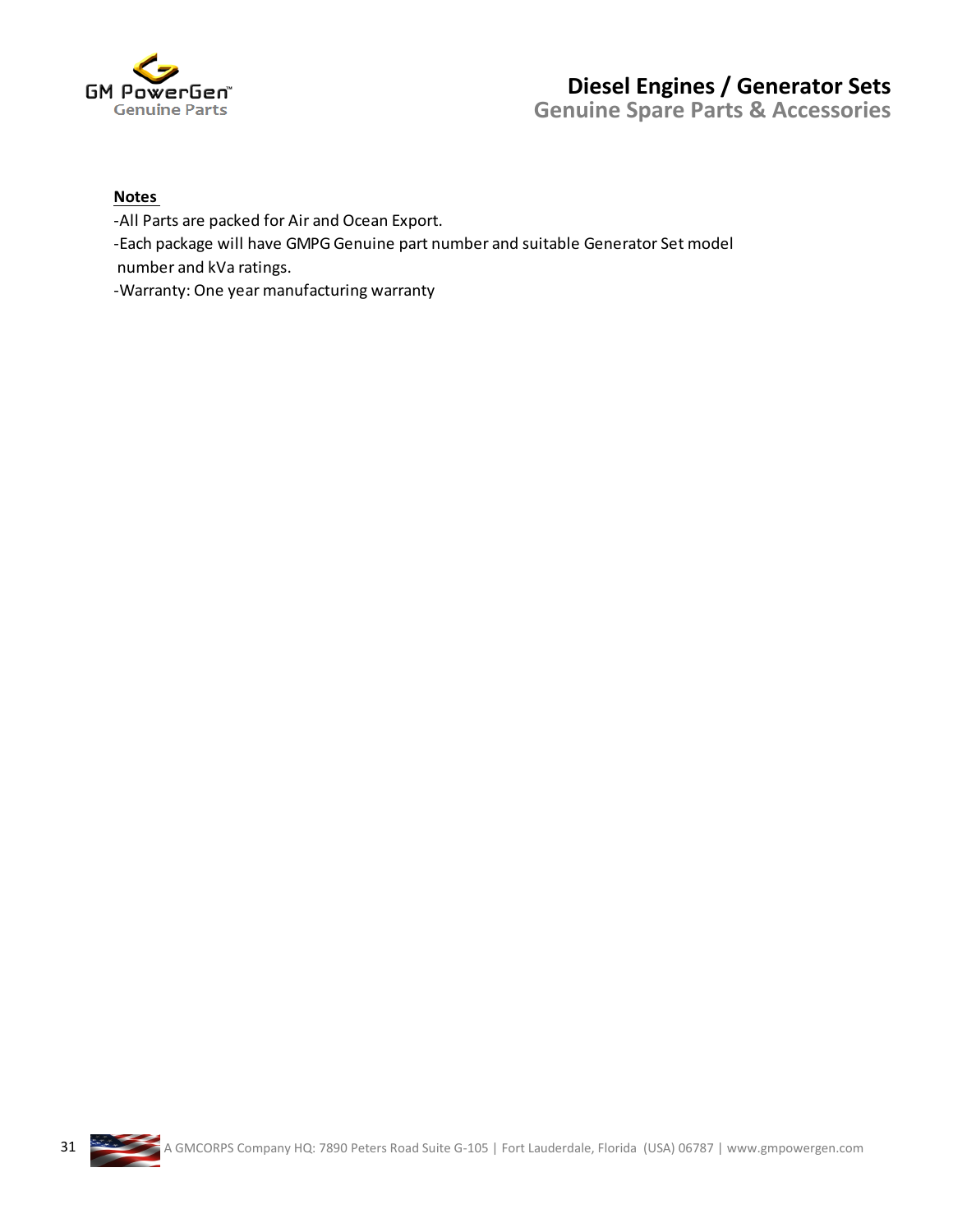**Notes**

-All Parts are packed for Air and Ocean Export.

-Each package will have GMPG Genuine part number and suitable Generator Set model number and kVa ratings.

-Warranty: One year manufacturing warranty